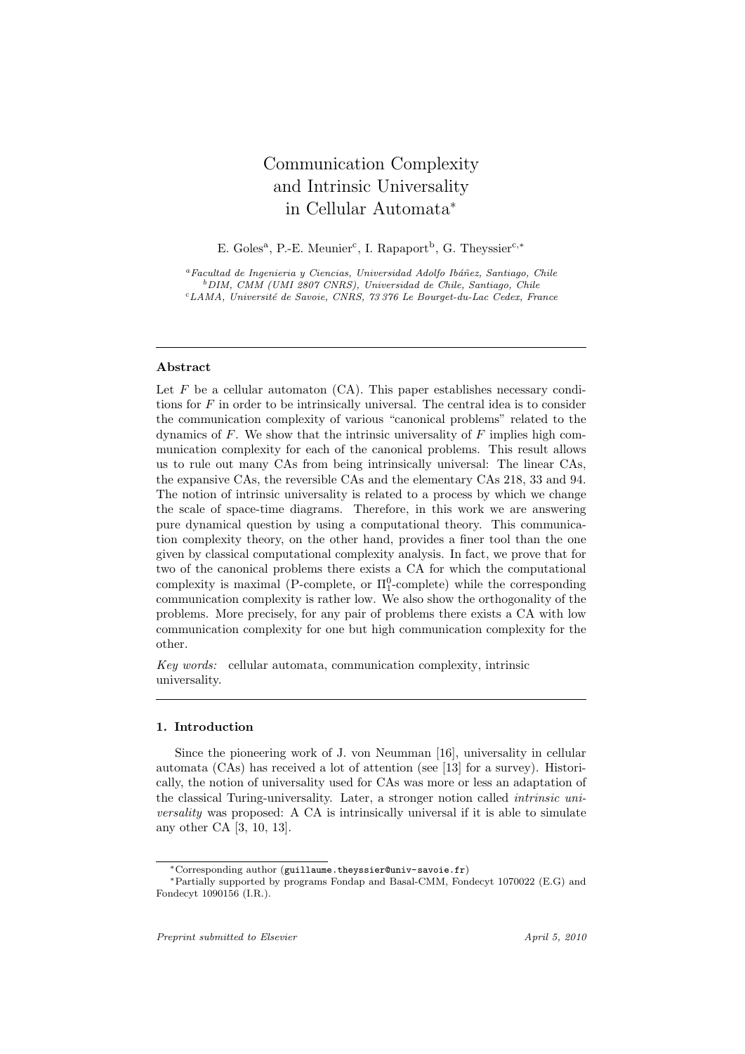# Communication Complexity and Intrinsic Universality in Cellular Automata*

E. Goles[a], P.-E. Meunier[c], I. Rapaport[b], G. Theyssier[c,*]

[a] *Facultad de Ingenieria y Ciencias, Universidad Adolfo Ibáñez, Santiago, Chile*
[b] *DIM, CMM (UMI 2807 CNRS), Universidad de Chile, Santiago, Chile*
[c] *LAMA, Université de Savoie, CNRS, 73 376 Le Bourget-du-Lac Cedex, France*

---

## Abstract

Let $F$ be a cellular automaton (CA). This paper establishes necessary conditions for $F$ in order to be intrinsically universal. The central idea is to consider the communication complexity of various "canonical problems" related to the dynamics of $F$. We show that the intrinsic universality of $F$ implies high communication complexity for each of the canonical problems. This result allows us to rule out many CAs from being intrinsically universal: The linear CAs, the expansive CAs, the reversible CAs and the elementary CAs 218, 33 and 94. The notion of intrinsic universality is related to a process by which we change the scale of space-time diagrams. Therefore, in this work we are answering pure dynamical question by using a computational theory. This communication complexity theory, on the other hand, provides a finer tool than the one given by classical computational complexity analysis. In fact, we prove that for two of the canonical problems there exists a CA for which the computational complexity is maximal (P-complete, or $\Pi_1^0$-complete) while the corresponding communication complexity is rather low. We also show the orthogonality of the problems. More precisely, for any pair of problems there exists a CA with low communication complexity for one but high communication complexity for the other.

*Key words:* cellular automata, communication complexity, intrinsic universality.

---

## 1. Introduction

Since the pioneering work of J. von Neumman [16], universality in cellular automata (CAs) has received a lot of attention (see [13] for a survey). Historically, the notion of universality used for CAs was more or less an adaptation of the classical Turing-universality. Later, a stronger notion called *intrinsic universality* was proposed: A CA is intrinsically universal if it is able to simulate any other CA [3, 10, 13].

*Corresponding author (guillaume.theyssier@univ-savoie.fr)

*Partially supported by programs Fondap and Basal-CMM, Fondecyt 1070022 (E.G) and Fondecyt 1090156 (I.R.).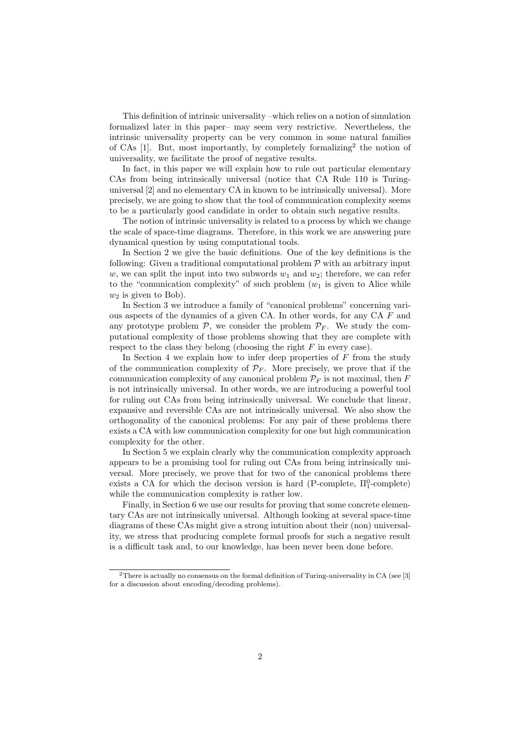This definition of intrinsic universality –which relies on a notion of simulation formalized later in this paper– may seem very restrictive. Nevertheless, the intrinsic universality property can be very common in some natural families of CAs [1]. But, most importantly, by completely formalizing[2] the notion of universality, we facilitate the proof of negative results.

In fact, in this paper we will explain how to rule out particular elementary CAs from being intrinsically universal (notice that CA Rule 110 is Turing-universal [2] and no elementary CA in known to be intrinsically universal). More precisely, we are going to show that the tool of communication complexity seems to be a particularly good candidate in order to obtain such negative results.

The notion of intrinsic universality is related to a process by which we change the scale of space-time diagrams. Therefore, in this work we are answering pure dynamical question by using computational tools.

In Section 2 we give the basic definitions. One of the key definitions is the following: Given a traditional computational problem $\mathcal{P}$ with an arbitrary input $w$, we can split the input into two subwords $w_1$ and $w_2$; therefore, we can refer to the "comunication complexity" of such problem ($w_1$ is given to Alice while $w_2$ is given to Bob).

In Section 3 we introduce a family of "canonical problems" concerning various aspects of the dynamics of a given CA. In other words, for any CA $F$ and any prototype problem $\mathcal{P}$, we consider the problem $\mathcal{P}_F$. We study the computational complexity of those problems showing that they are complete with respect to the class they belong (choosing the right $F$ in every case).

In Section 4 we explain how to infer deep properties of $F$ from the study of the communication complexity of $\mathcal{P}_F$. More precisely, we prove that if the communication complexity of any canonical problem $\mathcal{P}_F$ is not maximal, then $F$ is not intrinsically universal. In other words, we are introducing a powerful tool for ruling out CAs from being intrinsically universal. We conclude that linear, expansive and reversible CAs are not intrinsically universal. We also show the orthogonality of the canonical problems: For any pair of these problems there exists a CA with low communication complexity for one but high communication complexity for the other.

In Section 5 we explain clearly why the communication complexity approach appears to be a promising tool for ruling out CAs from being intrinsically universal. More precisely, we prove that for two of the canonical problems there exists a CA for which the decison version is hard (P-complete, $\Pi^0_1$-complete) while the communication complexity is rather low.

Finally, in Section 6 we use our results for proving that some concrete elementary CAs are not intrinsically universal. Although looking at several space-time diagrams of these CAs might give a strong intuition about their (non) universality, we stress that producing complete formal proofs for such a negative result is a difficult task and, to our knowledge, has been never been done before.

---

[2] There is actually no consensus on the formal definition of Turing-universality in CA (see [3] for a discussion about encoding/decoding problems).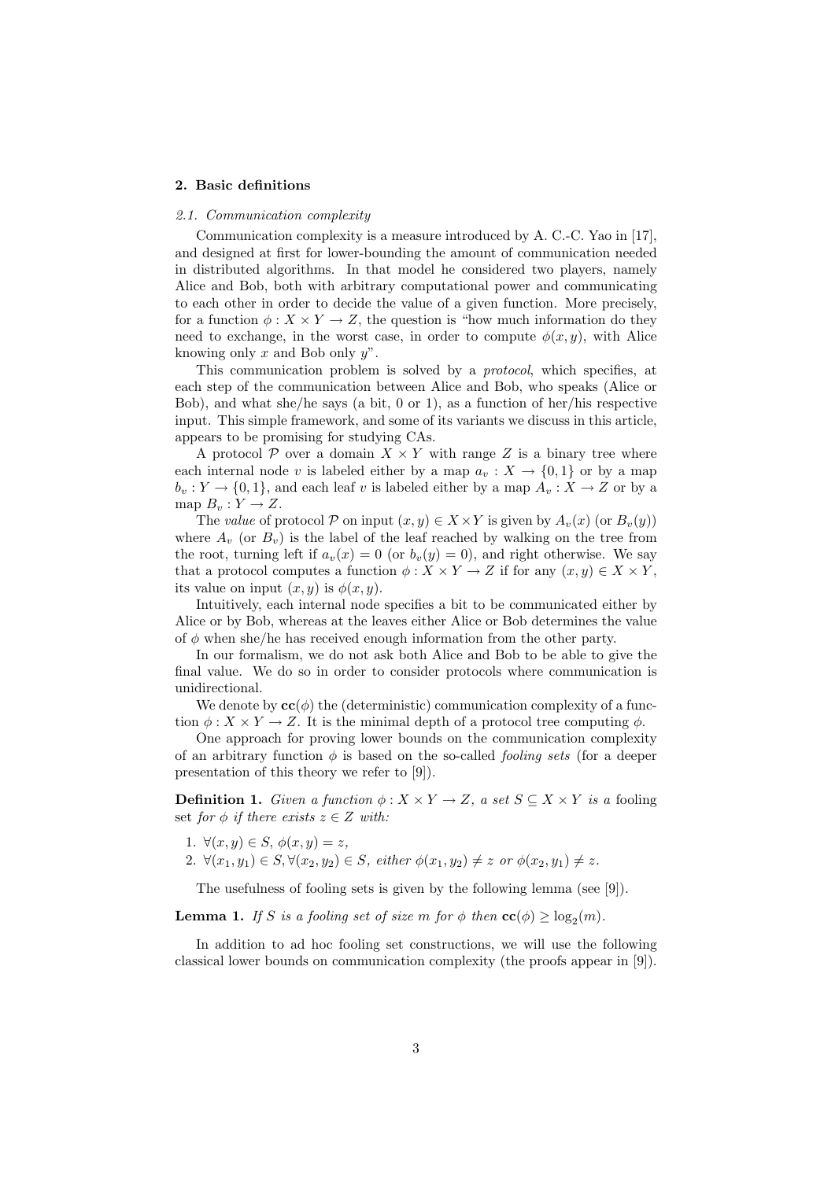## 2. Basic definitions

### *2.1. Communication complexity*

Communication complexity is a measure introduced by A. C.-C. Yao in [17], and designed at first for lower-bounding the amount of communication needed in distributed algorithms. In that model he considered two players, namely Alice and Bob, both with arbitrary computational power and communicating to each other in order to decide the value of a given function. More precisely, for a function $\phi : X \times Y \to Z$, the question is "how much information do they need to exchange, in the worst case, in order to compute $\phi(x, y)$, with Alice knowing only $x$ and Bob only $y$".

This communication problem is solved by a *protocol*, which specifies, at each step of the communication between Alice and Bob, who speaks (Alice or Bob), and what she/he says (a bit, 0 or 1), as a function of her/his respective input. This simple framework, and some of its variants we discuss in this article, appears to be promising for studying CAs.

A protocol $\mathcal{P}$ over a domain $X \times Y$ with range $Z$ is a binary tree where each internal node $v$ is labeled either by a map $a_v : X \to \{0, 1\}$ or by a map $b_v : Y \to \{0, 1\}$, and each leaf $v$ is labeled either by a map $A_v : X \to Z$ or by a map $B_v : Y \to Z$.

The *value* of protocol $\mathcal{P}$ on input $(x, y) \in X \times Y$ is given by $A_v(x)$ (or $B_v(y)$) where $A_v$ (or $B_v$) is the label of the leaf reached by walking on the tree from the root, turning left if $a_v(x) = 0$ (or $b_v(y) = 0$), and right otherwise. We say that a protocol computes a function $\phi : X \times Y \to Z$ if for any $(x, y) \in X \times Y$, its value on input $(x, y)$ is $\phi(x, y)$.

Intuitively, each internal node specifies a bit to be communicated either by Alice or by Bob, whereas at the leaves either Alice or Bob determines the value of $\phi$ when she/he has received enough information from the other party.

In our formalism, we do not ask both Alice and Bob to be able to give the final value. We do so in order to consider protocols where communication is unidirectional.

We denote by $\mathbf{cc}(\phi)$ the (deterministic) communication complexity of a function $\phi : X \times Y \to Z$. It is the minimal depth of a protocol tree computing $\phi$.

One approach for proving lower bounds on the communication complexity of an arbitrary function $\phi$ is based on the so-called *fooling sets* (for a deeper presentation of this theory we refer to [9]).

**Definition 1.** *Given a function $\phi : X \times Y \to Z$, a set $S \subseteq X \times Y$ is a* fooling set *for $\phi$ if there exists $z \in Z$ with:*

1. $\forall (x, y) \in S$, $\phi(x, y) = z$,
2. $\forall (x_1, y_1) \in S, \forall (x_2, y_2) \in S$, *either* $\phi(x_1, y_2) \neq z$ *or* $\phi(x_2, y_1) \neq z$.

The usefulness of fooling sets is given by the following lemma (see [9]).

**Lemma 1.** *If $S$ is a fooling set of size $m$ for $\phi$ then $\mathbf{cc}(\phi) \geq \log_2(m)$.*

In addition to ad hoc fooling set constructions, we will use the following classical lower bounds on communication complexity (the proofs appear in [9]).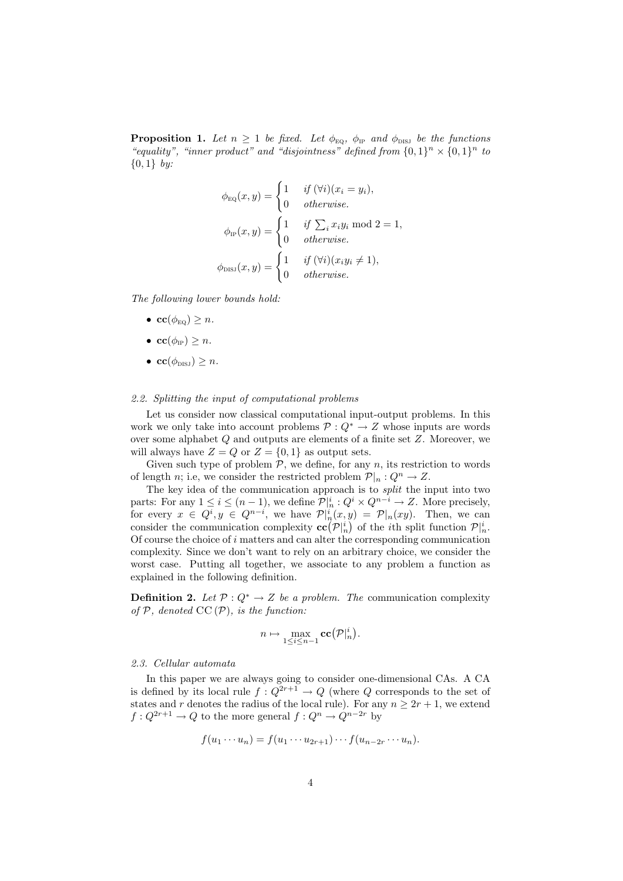**Proposition 1.** *Let $n \geq 1$ be fixed. Let $\phi_{\text{EQ}}$, $\phi_{\text{IP}}$ and $\phi_{\text{DISJ}}$ be the functions "equality", "inner product" and "disjointness" defined from $\{0,1\}^n \times \{0,1\}^n$ to $\{0,1\}$ by:*

$$\phi_{\text{EQ}}(x,y) = \begin{cases} 1 & \textit{if } (\forall i)(x_i = y_i), \\ 0 & \textit{otherwise.} \end{cases}$$

$$\phi_{\text{IP}}(x,y) = \begin{cases} 1 & \textit{if } \sum_i x_i y_i \bmod 2 = 1, \\ 0 & \textit{otherwise.} \end{cases}$$

$$\phi_{\text{DISJ}}(x,y) = \begin{cases} 1 & \textit{if } (\forall i)(x_i y_i \neq 1), \\ 0 & \textit{otherwise.} \end{cases}$$

*The following lower bounds hold:*

- $\mathbf{cc}(\phi_{\text{EQ}}) \geq n$.
- $\mathbf{cc}(\phi_{\text{IP}}) \geq n$.
- $\mathbf{cc}(\phi_{\text{DISJ}}) \geq n$.

### *2.2. Splitting the input of computational problems*

Let us consider now classical computational input-output problems. In this work we only take into account problems $\mathcal{P} : Q^* \to Z$ whose inputs are words over some alphabet $Q$ and outputs are elements of a finite set $Z$. Moreover, we will always have $Z = Q$ or $Z = \{0,1\}$ as output sets.

Given such type of problem $\mathcal{P}$, we define, for any $n$, its restriction to words of length $n$; i.e, we consider the restricted problem $\mathcal{P}|_n : Q^n \to Z$.

The key idea of the communication approach is to *split* the input into two parts: For any $1 \leq i \leq (n-1)$, we define $\mathcal{P}|_n^i : Q^i \times Q^{n-i} \to Z$. More precisely, for every $x \in Q^i, y \in Q^{n-i}$, we have $\mathcal{P}|_n^i(x,y) = \mathcal{P}|_n(xy)$. Then, we can consider the communication complexity $\mathbf{cc}(\mathcal{P}|_n^i)$ of the $i$th split function $\mathcal{P}|_n^i$. Of course the choice of $i$ matters and can alter the corresponding communication complexity. Since we don't want to rely on an arbitrary choice, we consider the worst case. Putting all together, we associate to any problem a function as explained in the following definition.

**Definition 2.** *Let $\mathcal{P} : Q^* \to Z$ be a problem. The* communication complexity of $\mathcal{P}$*, denoted $\mathrm{CC}(\mathcal{P})$, is the function:*

$$n \mapsto \max_{1 \leq i \leq n-1} \mathbf{cc}(\mathcal{P}|_n^i).$$

### *2.3. Cellular automata*

In this paper we are always going to consider one-dimensional CAs. A CA is defined by its local rule $f : Q^{2r+1} \to Q$ (where $Q$ corresponds to the set of states and $r$ denotes the radius of the local rule). For any $n \geq 2r+1$, we extend $f : Q^{2r+1} \to Q$ to the more general $f : Q^n \to Q^{n-2r}$ by

$$f(u_1 \cdots u_n) = f(u_1 \cdots u_{2r+1}) \cdots f(u_{n-2r} \cdots u_n).$$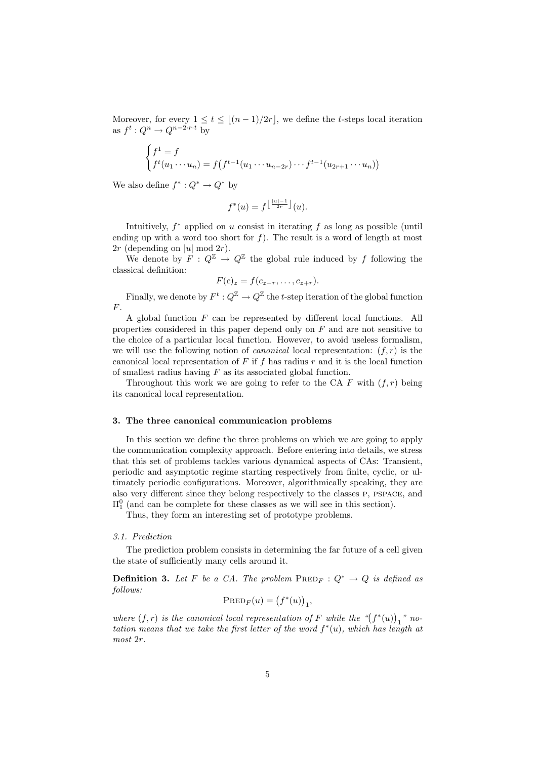Moreover, for every $1 \leq t \leq \lfloor (n-1)/2r \rfloor$, we define the $t$-steps local iteration as $f^t : Q^n \to Q^{n-2\cdot r\cdot t}$ by

$$\begin{cases} f^1 = f \\ f^t(u_1 \cdots u_n) = f\big(f^{t-1}(u_1 \cdots u_{n-2r}) \cdots f^{t-1}(u_{2r+1} \cdots u_n)\big) \end{cases}$$

We also define $f^* : Q^* \to Q^*$ by

$$f^*(u) = f^{\left\lfloor \frac{|u|-1}{2r} \right\rfloor}(u).$$

Intuitively, $f^*$ applied on $u$ consist in iterating $f$ as long as possible (until ending up with a word too short for $f$). The result is a word of length at most $2r$ (depending on $|u| \bmod 2r$).

We denote by $F : Q^{\mathbb{Z}} \to Q^{\mathbb{Z}}$ the global rule induced by $f$ following the classical definition:

$$F(c)_z = f(c_{z-r}, \ldots, c_{z+r}).$$

Finally, we denote by $F^t : Q^{\mathbb{Z}} \to Q^{\mathbb{Z}}$ the $t$-step iteration of the global function $F$.

A global function $F$ can be represented by different local functions. All properties considered in this paper depend only on $F$ and are not sensitive to the choice of a particular local function. However, to avoid useless formalism, we will use the following notion of *canonical* local representation: $(f, r)$ is the canonical local representation of $F$ if $f$ has radius $r$ and it is the local function of smallest radius having $F$ as its associated global function.

Throughout this work we are going to refer to the CA $F$ with $(f, r)$ being its canonical local representation.

### 3. The three canonical communication problems

In this section we define the three problems on which we are going to apply the communication complexity approach. Before entering into details, we stress that this set of problems tackles various dynamical aspects of CAs: Transient, periodic and asymptotic regime starting respectively from finite, cyclic, or ultimately periodic configurations. Moreover, algorithmically speaking, they are also very different since they belong respectively to the classes P, PSPACE, and $\Pi_1^0$ (and can be complete for these classes as we will see in this section).

Thus, they form an interesting set of prototype problems.

#### *3.1. Prediction*

The prediction problem consists in determining the far future of a cell given the state of sufficiently many cells around it.

**Definition 3.** *Let $F$ be a CA. The problem* $\textsc{Pred}_F : Q^* \to Q$ *is defined as follows:*

$$\textsc{Pred}_F(u) = \big(f^*(u)\big)_1,$$

*where $(f, r)$ is the canonical local representation of $F$ while the "$\big(f^*(u)\big)_1$" notation means that we take the first letter of the word $f^*(u)$, which has length at most $2r$.*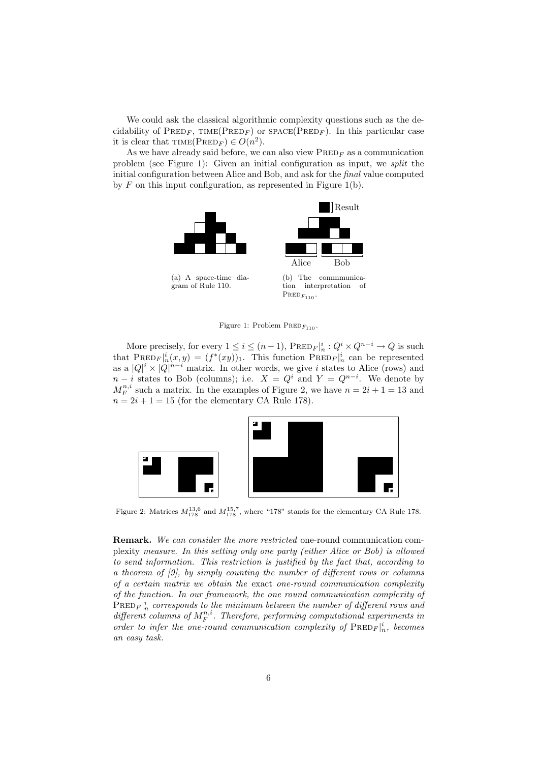We could ask the classical algorithmic complexity questions such as the decidability of $\text{PRED}_F$, $\text{TIME}(\text{PRED}_F)$ or $\text{SPACE}(\text{PRED}_F)$. In this particular case it is clear that $\text{TIME}(\text{PRED}_F) \in O(n^2)$.

As we have already said before, we can also view $\text{PRED}_F$ as a communication problem (see Figure 1): Given an initial configuration as input, we *split* the initial configuration between Alice and Bob, and ask for the *final* value computed by $F$ on this input configuration, as represented in Figure 1(b).

(a) A space-time diagram of Rule 110.

(b) The commmunication interpretation of $\text{PRED}_{F_{110}}$.

Figure 1: Problem $\text{PRED}_{F_{110}}$.

More precisely, for every $1 \leq i \leq (n-1)$, $\text{PRED}_F|_n^i : Q^i \times Q^{n-i} \to Q$ is such that $\text{PRED}_F|_n^i(x,y) = (f^*(xy))_1$. This function $\text{PRED}_F|_n^i$ can be represented as a $|Q|^i \times |Q|^{n-i}$ matrix. In other words, we give $i$ states to Alice (rows) and $n-i$ states to Bob (columns); i.e. $X = Q^i$ and $Y = Q^{n-i}$. We denote by $M_F^{n,i}$ such a matrix. In the examples of Figure 2, we have $n = 2i+1 = 13$ and $n = 2i+1 = 15$ (for the elementary CA Rule 178).

Figure 2: Matrices $M_{178}^{13,6}$ and $M_{178}^{15,7}$, where "178" stands for the elementary CA Rule 178.

**Remark.** *We can consider the more restricted* one-round communication complexity *measure. In this setting only one party (either Alice or Bob) is allowed to send information. This restriction is justified by the fact that, according to a theorem of [9], by simply counting the number of different rows or columns of a certain matrix we obtain the* exact *one-round communication complexity of the function. In our framework, the one round communication complexity of $\text{PRED}_F|_n^i$ corresponds to the minimum between the number of different rows and different columns of $M_F^{n,i}$. Therefore, performing computational experiments in order to infer the one-round communication complexity of $\text{PRED}_F|_n^i$, becomes an easy task.*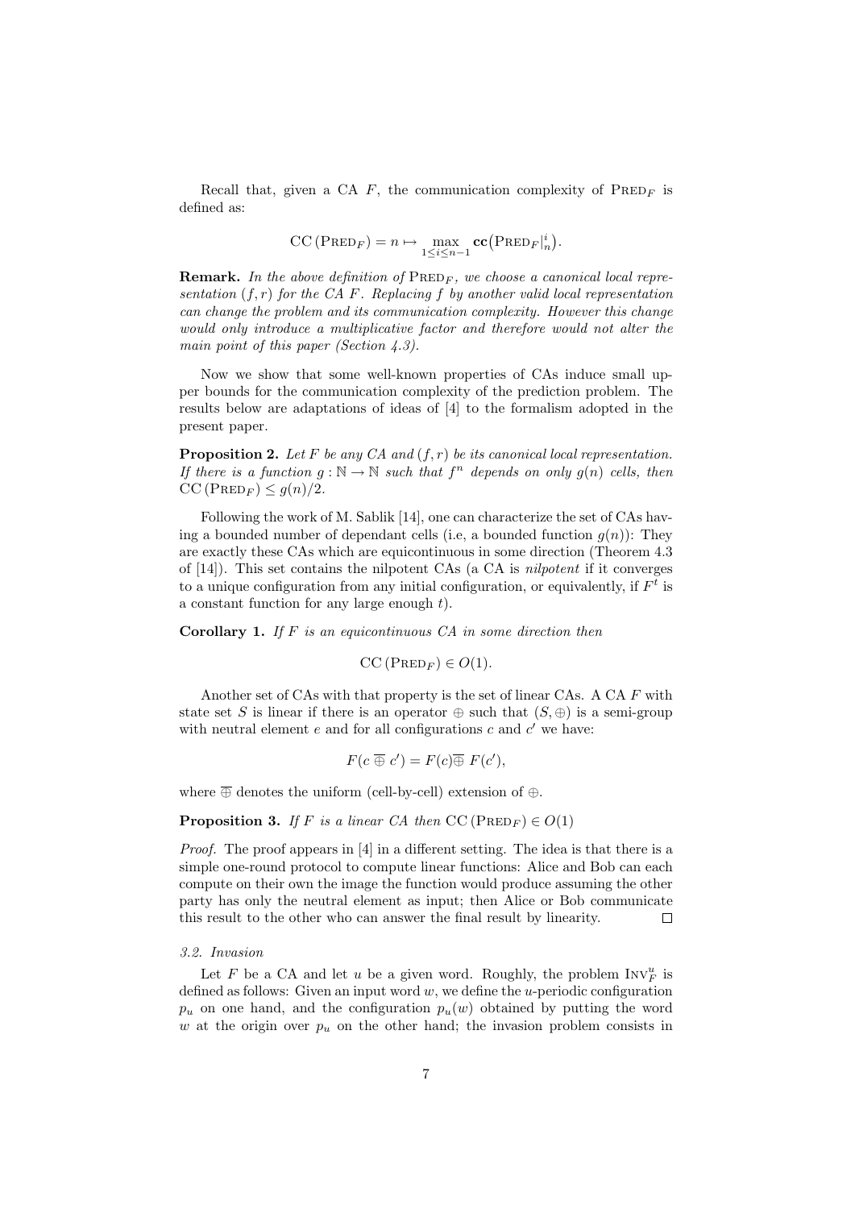Recall that, given a CA $F$, the communication complexity of $\textsc{Pred}_F$ is defined as:

$$\mathrm{CC}\left(\textsc{Pred}_F\right) = n \mapsto \max_{1 \leq i \leq n-1} \mathbf{cc}\big(\textsc{Pred}_F|_n^i\big).$$

**Remark.** *In the above definition of* $\textsc{Pred}_F$*, we choose a canonical local representation* $(f, r)$ *for the CA* $F$*. Replacing* $f$ *by another valid local representation can change the problem and its communication complexity. However this change would only introduce a multiplicative factor and therefore would not alter the main point of this paper (Section 4.3).*

Now we show that some well-known properties of CAs induce small upper bounds for the communication complexity of the prediction problem. The results below are adaptations of ideas of [4] to the formalism adopted in the present paper.

**Proposition 2.** *Let* $F$ *be any CA and* $(f, r)$ *be its canonical local representation. If there is a function* $g : \mathbb{N} \to \mathbb{N}$ *such that* $f^n$ *depends on only* $g(n)$ *cells, then* $\mathrm{CC}\left(\textsc{Pred}_F\right) \leq g(n)/2$.

Following the work of M. Sablik [14], one can characterize the set of CAs having a bounded number of dependant cells (i.e, a bounded function $g(n)$): They are exactly these CAs which are equicontinuous in some direction (Theorem 4.3 of [14]). This set contains the nilpotent CAs (a CA is *nilpotent* if it converges to a unique configuration from any initial configuration, or equivalently, if $F^t$ is a constant function for any large enough $t$).

**Corollary 1.** *If* $F$ *is an equicontinuous CA in some direction then*

$$\mathrm{CC}\left(\textsc{Pred}_F\right) \in O(1).$$

Another set of CAs with that property is the set of linear CAs. A CA $F$ with state set $S$ is linear if there is an operator $\oplus$ such that $(S, \oplus)$ is a semi-group with neutral element $e$ and for all configurations $c$ and $c'$ we have:

$$F(c \mathbin{\overline{\oplus}} c') = F(c) \mathbin{\overline{\oplus}} F(c'),$$

where $\overline{\oplus}$ denotes the uniform (cell-by-cell) extension of $\oplus$.

**Proposition 3.** *If* $F$ *is a linear CA then* $\mathrm{CC}\left(\textsc{Pred}_F\right) \in O(1)$

*Proof.* The proof appears in [4] in a different setting. The idea is that there is a simple one-round protocol to compute linear functions: Alice and Bob can each compute on their own the image the function would produce assuming the other party has only the neutral element as input; then Alice or Bob communicate this result to the other who can answer the final result by linearity. □

### 3.2. Invasion

Let $F$ be a CA and let $u$ be a given word. Roughly, the problem $\textsc{Inv}_F^u$ is defined as follows: Given an input word $w$, we define the $u$-periodic configuration $p_u$ on one hand, and the configuration $p_u(w)$ obtained by putting the word $w$ at the origin over $p_u$ on the other hand; the invasion problem consists in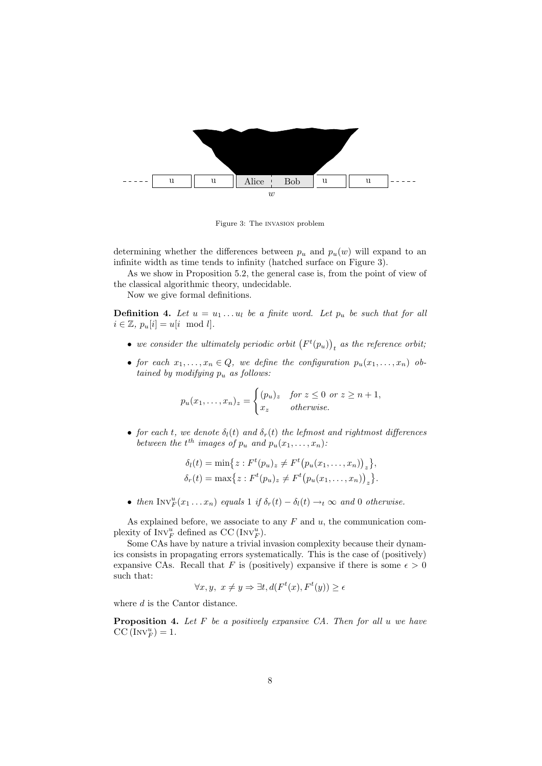Figure 3: The INVASION problem

determining whether the differences between $p_u$ and $p_u(w)$ will expand to an infinite width as time tends to infinity (hatched surface on Figure 3).

As we show in Proposition 5.2, the general case is, from the point of view of the classical algorithmic theory, undecidable.

Now we give formal definitions.

**Definition 4.** *Let $u = u_1 \dots u_l$ be a finite word. Let $p_u$ be such that for all $i \in \mathbb{Z}$, $p_u[i] = u[i \mod l]$.*

- *we consider the ultimately periodic orbit $\big(F^t(p_u)\big)_t$ as the reference orbit;*
- *for each $x_1, \dots, x_n \in Q$, we define the configuration $p_u(x_1, \dots, x_n)$ obtained by modifying $p_u$ as follows:*

$$p_u(x_1, \dots, x_n)_z = \begin{cases} (p_u)_z & \text{for } z \leq 0 \text{ or } z \geq n+1, \\ x_z & \text{otherwise.} \end{cases}$$

- *for each $t$, we denote $\delta_l(t)$ and $\delta_r(t)$ the lefmost and rightmost differences between the $t^{th}$ images of $p_u$ and $p_u(x_1, \dots, x_n)$:*

$$\delta_l(t) = \min\big\{ z : F^t(p_u)_z \neq F^t\big(p_u(x_1, \dots, x_n)\big)_z \big\},$$
$$\delta_r(t) = \max\big\{ z : F^t(p_u)_z \neq F^t\big(p_u(x_1, \dots, x_n)\big)_z \big\}.$$

- *then $\mathrm{INV}_F^u(x_1 \dots x_n)$ equals 1 if $\delta_r(t) - \delta_l(t) \to_t \infty$ and 0 otherwise.*

As explained before, we associate to any $F$ and $u$, the communication complexity of $\mathrm{INV}_F^u$ defined as $\mathrm{CC}\,(\mathrm{INV}_F^u)$.

Some CAs have by nature a trivial invasion complexity because their dynamics consists in propagating errors systematically. This is the case of (positively) expansive CAs. Recall that $F$ is (positively) expansive if there is some $\epsilon > 0$ such that:

$$\forall x, y,\ x \neq y \Rightarrow \exists t, d(F^t(x), F^t(y)) \geq \epsilon$$

where $d$ is the Cantor distance.

**Proposition 4.** *Let $F$ be a positively expansive CA. Then for all $u$ we have $\mathrm{CC}\,(\mathrm{INV}_F^u) = 1$.*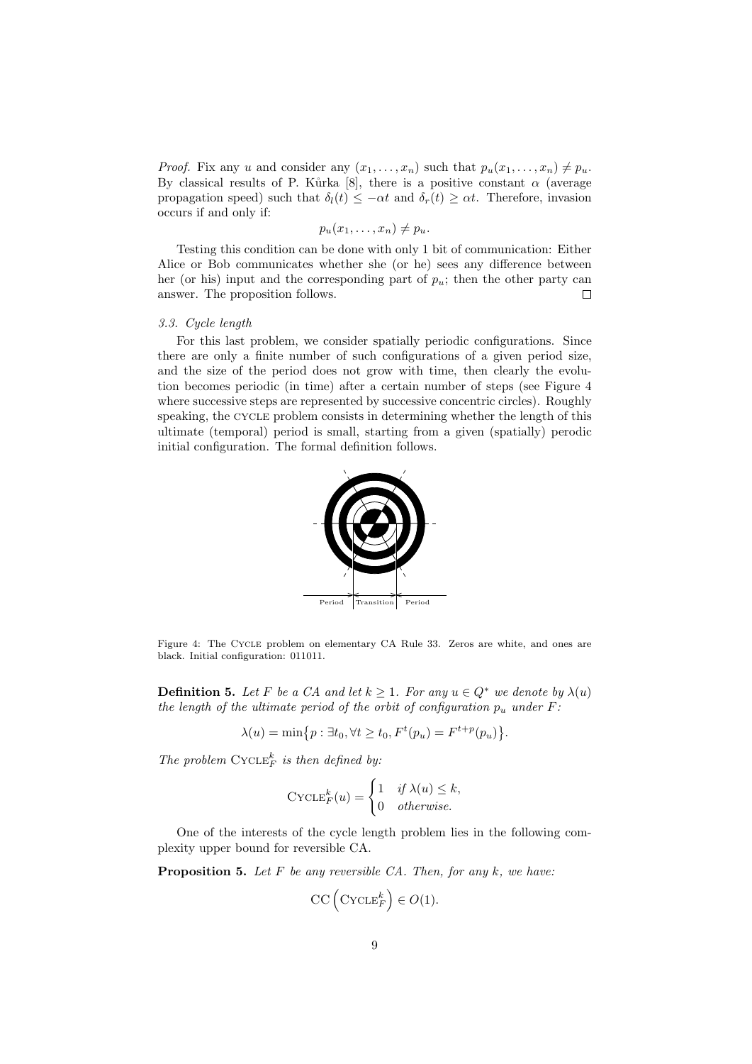*Proof.* Fix any $u$ and consider any $(x_1, \ldots, x_n)$ such that $p_u(x_1, \ldots, x_n) \neq p_u$. By classical results of P. Kůrka [8], there is a positive constant $\alpha$ (average propagation speed) such that $\delta_l(t) \leq -\alpha t$ and $\delta_r(t) \geq \alpha t$. Therefore, invasion occurs if and only if:

$$p_u(x_1, \ldots, x_n) \neq p_u.$$

Testing this condition can be done with only 1 bit of communication: Either Alice or Bob communicates whether she (or he) sees any difference between her (or his) input and the corresponding part of $p_u$; then the other party can answer. The proposition follows. □

### 3.3. Cycle length

For this last problem, we consider spatially periodic configurations. Since there are only a finite number of such configurations of a given period size, and the size of the period does not grow with time, then clearly the evolution becomes periodic (in time) after a certain number of steps (see Figure 4 where successive steps are represented by successive concentric circles). Roughly speaking, the CYCLE problem consists in determining whether the length of this ultimate (temporal) period is small, starting from a given (spatially) perodic initial configuration. The formal definition follows.

Period | Transition | Period

Figure 4: The CYCLE problem on elementary CA Rule 33. Zeros are white, and ones are black. Initial configuration: 011011.

**Definition 5.** *Let $F$ be a CA and let $k \geq 1$. For any $u \in Q^*$ we denote by $\lambda(u)$ the length of the ultimate period of the orbit of configuration $p_u$ under $F$:*

$$\lambda(u) = \min\{p : \exists t_0, \forall t \geq t_0, F^t(p_u) = F^{t+p}(p_u)\}.$$

*The problem $\text{CYCLE}_F^k$ is then defined by:*

$$\text{CYCLE}_F^k(u) = \begin{cases} 1 & \text{if } \lambda(u) \leq k, \\ 0 & \text{otherwise.} \end{cases}$$

One of the interests of the cycle length problem lies in the following complexity upper bound for reversible CA.

**Proposition 5.** *Let $F$ be any reversible CA. Then, for any $k$, we have:*

$$\text{CC}\left(\text{CYCLE}_F^k\right) \in O(1).$$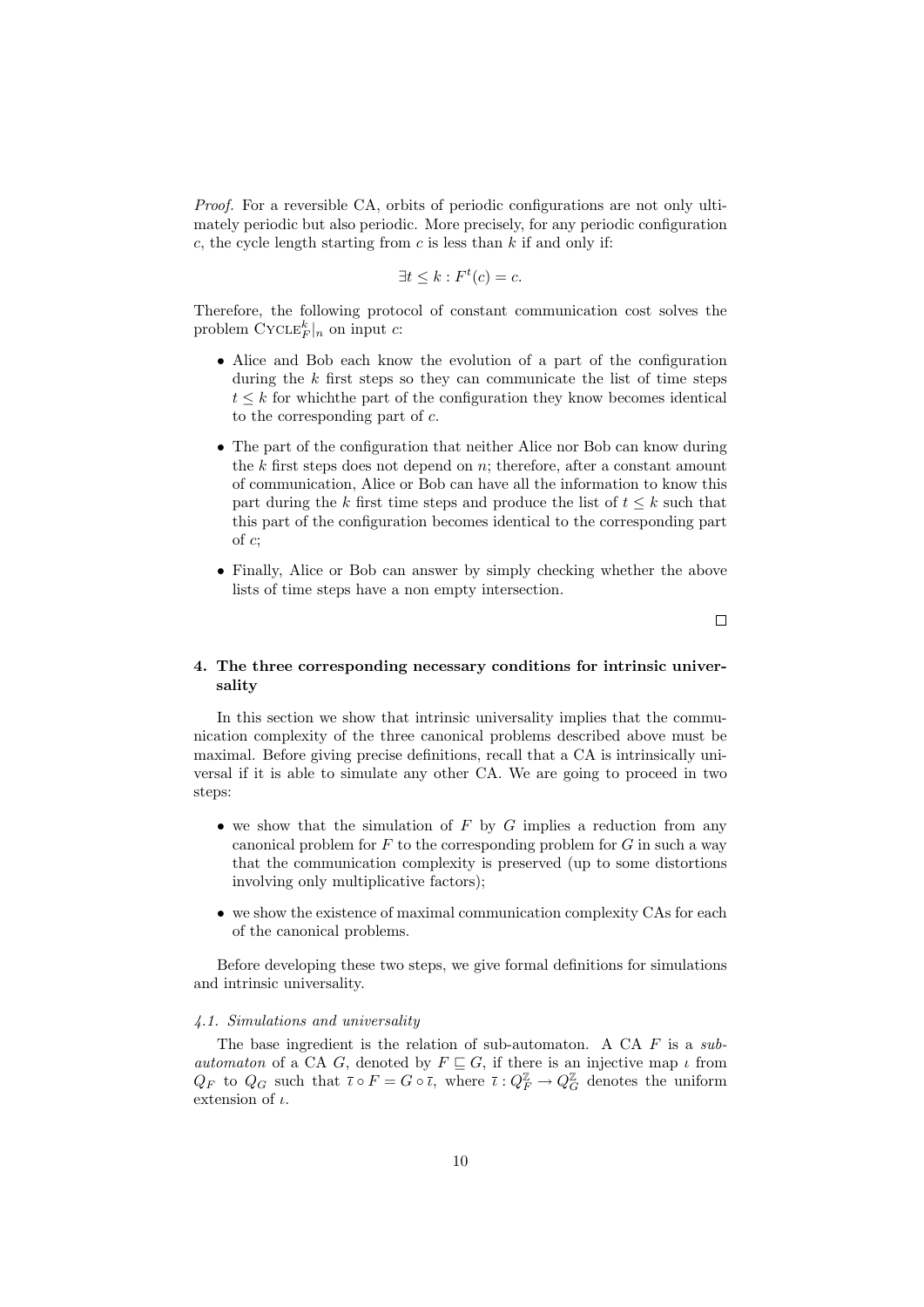*Proof.* For a reversible CA, orbits of periodic configurations are not only ultimately periodic but also periodic. More precisely, for any periodic configuration $c$, the cycle length starting from $c$ is less than $k$ if and only if:

$$\exists t \leq k : F^t(c) = c.$$

Therefore, the following protocol of constant communication cost solves the problem $\text{CYCLE}_F^k|_n$ on input $c$:

- Alice and Bob each know the evolution of a part of the configuration during the $k$ first steps so they can communicate the list of time steps $t \leq k$ for whichthe part of the configuration they know becomes identical to the corresponding part of $c$.
- The part of the configuration that neither Alice nor Bob can know during the $k$ first steps does not depend on $n$; therefore, after a constant amount of communication, Alice or Bob can have all the information to know this part during the $k$ first time steps and produce the list of $t \leq k$ such that this part of the configuration becomes identical to the corresponding part of $c$;
- Finally, Alice or Bob can answer by simply checking whether the above lists of time steps have a non empty intersection.

□

## 4. The three corresponding necessary conditions for intrinsic universality

In this section we show that intrinsic universality implies that the communication complexity of the three canonical problems described above must be maximal. Before giving precise definitions, recall that a CA is intrinsically universal if it is able to simulate any other CA. We are going to proceed in two steps:

- we show that the simulation of $F$ by $G$ implies a reduction from any canonical problem for $F$ to the corresponding problem for $G$ in such a way that the communication complexity is preserved (up to some distortions involving only multiplicative factors);
- we show the existence of maximal communication complexity CAs for each of the canonical problems.

Before developing these two steps, we give formal definitions for simulations and intrinsic universality.

### *4.1. Simulations and universality*

The base ingredient is the relation of sub-automaton. A CA $F$ is a *sub-automaton* of a CA $G$, denoted by $F \sqsubseteq G$, if there is an injective map $\iota$ from $Q_F$ to $Q_G$ such that $\overline{\iota} \circ F = G \circ \overline{\iota}$, where $\overline{\iota} : Q_F^{\mathbb{Z}} \to Q_G^{\mathbb{Z}}$ denotes the uniform extension of $\iota$.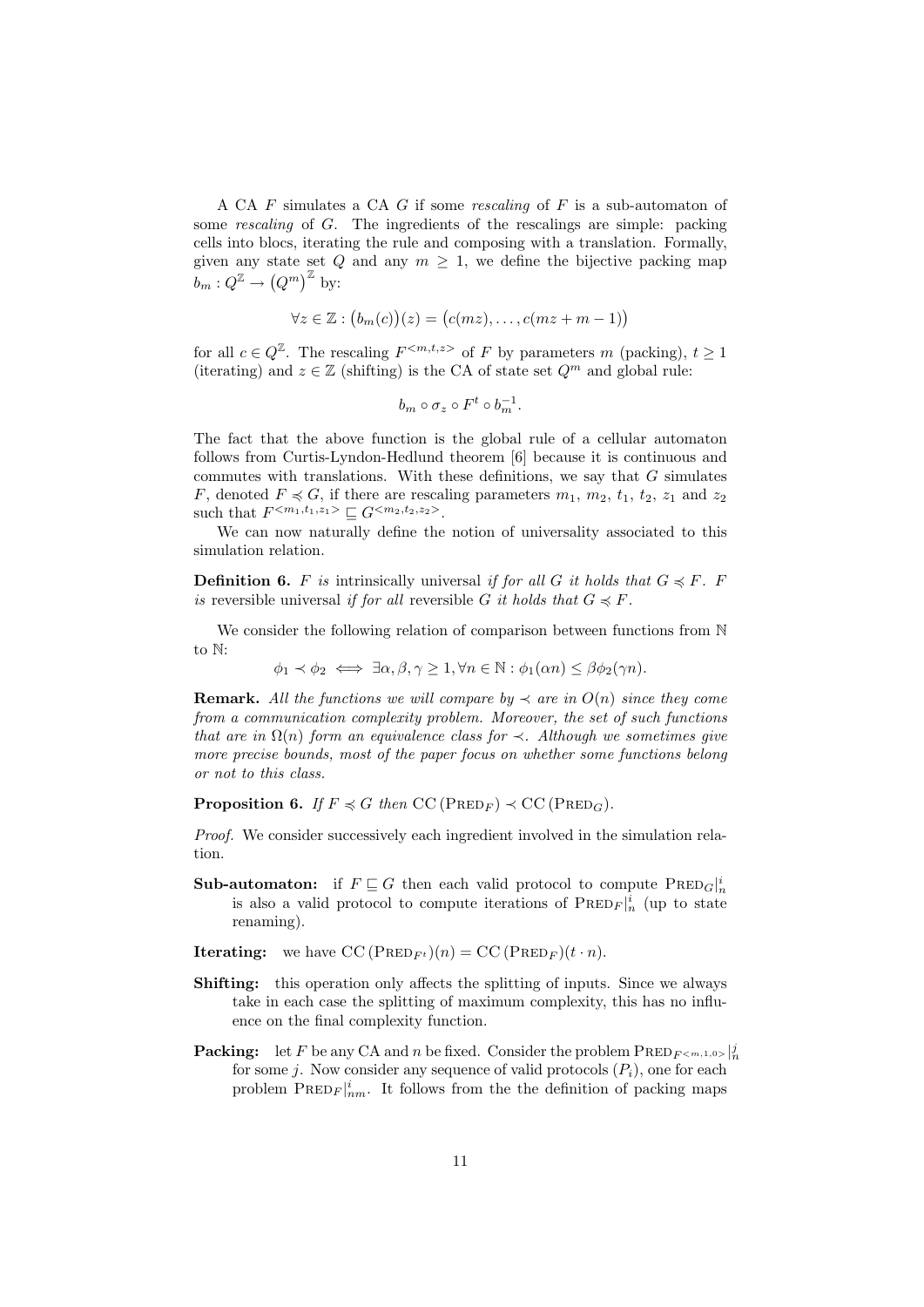A CA $F$ simulates a CA $G$ if some *rescaling* of $F$ is a sub-automaton of some *rescaling* of $G$. The ingredients of the rescalings are simple: packing cells into blocs, iterating the rule and composing with a translation. Formally, given any state set $Q$ and any $m \geq 1$, we define the bijective packing map $b_m : Q^{\mathbb{Z}} \to \left(Q^m\right)^{\mathbb{Z}}$ by:

$$\forall z \in \mathbb{Z} : \big(b_m(c)\big)(z) = \big(c(mz), \ldots, c(mz + m - 1)\big)$$

for all $c \in Q^{\mathbb{Z}}$. The rescaling $F^{<m,t,z>}$ of $F$ by parameters $m$ (packing), $t \geq 1$ (iterating) and $z \in \mathbb{Z}$ (shifting) is the CA of state set $Q^m$ and global rule:

$$b_m \circ \sigma_z \circ F^t \circ b_m^{-1}.$$

The fact that the above function is the global rule of a cellular automaton follows from Curtis-Lyndon-Hedlund theorem [6] because it is continuous and commutes with translations. With these definitions, we say that $G$ simulates $F$, denoted $F \preccurlyeq G$, if there are rescaling parameters $m_1$, $m_2$, $t_1$, $t_2$, $z_1$ and $z_2$ such that $F^{<m_1,t_1,z_1>} \sqsubseteq G^{<m_2,t_2,z_2>}$.

We can now naturally define the notion of universality associated to this simulation relation.

**Definition 6.** *$F$ is* intrinsically universal *if for all $G$ it holds that $G \preccurlyeq F$. $F$ is* reversible universal *if for all* reversible *$G$ it holds that $G \preccurlyeq F$.*

We consider the following relation of comparison between functions from $\mathbb{N}$ to $\mathbb{N}$:

$$\phi_1 \prec \phi_2 \iff \exists \alpha, \beta, \gamma \geq 1, \forall n \in \mathbb{N} : \phi_1(\alpha n) \leq \beta \phi_2(\gamma n).$$

**Remark.** *All the functions we will compare by $\prec$ are in $O(n)$ since they come from a communication complexity problem. Moreover, the set of such functions that are in $\Omega(n)$ form an equivalence class for $\prec$. Although we sometimes give more precise bounds, most of the paper focus on whether some functions belong or not to this class.*

**Proposition 6.** *If $F \preccurlyeq G$ then $\mathrm{CC}\left(\mathrm{PRED}_F\right) \prec \mathrm{CC}\left(\mathrm{PRED}_G\right)$.*

*Proof.* We consider successively each ingredient involved in the simulation relation.

**Sub-automaton:** if $F \sqsubseteq G$ then each valid protocol to compute $\mathrm{PRED}_G|_n^i$ is also a valid protocol to compute iterations of $\mathrm{PRED}_F|_n^i$ (up to state renaming).

**Iterating:** we have $\mathrm{CC}\left(\mathrm{PRED}_{F^t}\right)(n) = \mathrm{CC}\left(\mathrm{PRED}_F\right)(t \cdot n)$.

**Shifting:** this operation only affects the splitting of inputs. Since we always take in each case the splitting of maximum complexity, this has no influence on the final complexity function.

**Packing:** let $F$ be any CA and $n$ be fixed. Consider the problem $\mathrm{PRED}_{F^{<m,1,0>}}|_n^j$ for some $j$. Now consider any sequence of valid protocols $(P_i)$, one for each problem $\mathrm{PRED}_F|_{nm}^i$. It follows from the the definition of packing maps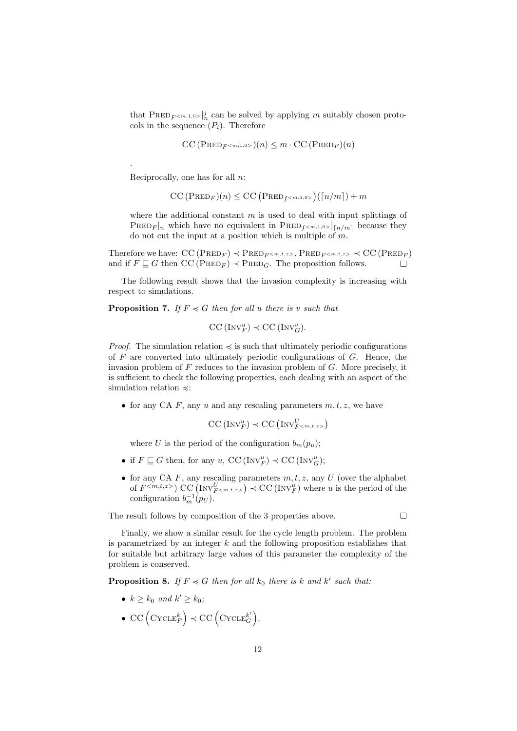that $\text{PRED}_{F^{<m,1,0>}}|_n^j$ can be solved by applying $m$ suitably chosen protocols in the sequence $(P_i)$. Therefore

$$\text{CC}\left(\text{PRED}_{F^{<m,1,0>}}\right)(n) \leq m \cdot \text{CC}\left(\text{PRED}_F\right)(n)$$

.

Reciprocally, one has for all $n$:

$$\text{CC}\left(\text{PRED}_F\right)(n) \leq \text{CC}\left(\text{PRED}_{f^{<m,1,0>}}\right)(\lceil n/m \rceil) + m$$

where the additional constant $m$ is used to deal with input splittings of $\text{PRED}_F|_n$ which have no equivalent in $\text{PRED}_{f^{<m,1,0>}}|_{\lceil n/m \rceil}$ because they do not cut the input at a position which is multiple of $m$.

Therefore we have: $\text{CC}\left(\text{PRED}_F\right) \prec \text{PRED}_{F^{<m,t,z>}}, \text{PRED}_{F^{<m,t,z>}} \prec \text{CC}\left(\text{PRED}_F\right)$ and if $F \sqsubseteq G$ then $\text{CC}\left(\text{PRED}_F\right) \prec \text{PRED}_G$. The proposition follows. $\square$

The following result shows that the invasion complexity is increasing with respect to simulations.

**Proposition 7.** *If $F \preccurlyeq G$ then for all $u$ there is $v$ such that*

$$\text{CC}\left(\text{INV}_F^u\right) \prec \text{CC}\left(\text{INV}_G^v\right).$$

*Proof.* The simulation relation $\preccurlyeq$ is such that ultimately periodic configurations of $F$ are converted into ultimately periodic configurations of $G$. Hence, the invasion problem of $F$ reduces to the invasion problem of $G$. More precisely, it is sufficient to check the following properties, each dealing with an aspect of the simulation relation $\preccurlyeq$:

- for any CA $F$, any $u$ and any rescaling parameters $m, t, z$, we have

$$\text{CC}\left(\text{INV}_F^u\right) \prec \text{CC}\left(\text{INV}_{F^{<m,t,z>}}^U\right)$$

  where $U$ is the period of the configuration $b_m(p_u)$;

- if $F \sqsubseteq G$ then, for any $u$, $\text{CC}\left(\text{INV}_F^u\right) \prec \text{CC}\left(\text{INV}_G^u\right)$;

- for any CA $F$, any rescaling parameters $m, t, z$, any $U$ (over the alphabet of $F^{<m,t,z>}$) $\text{CC}\left(\text{INV}_{F^{<m,t,z>}}^U\right) \prec \text{CC}\left(\text{INV}_F^u\right)$ where $u$ is the period of the configuration $b_m^{-1}(p_U)$.

The result follows by composition of the 3 properties above. $\square$

Finally, we show a similar result for the cycle length problem. The problem is parametrized by an integer $k$ and the following proposition establishes that for suitable but arbitrary large values of this parameter the complexity of the problem is conserved.

**Proposition 8.** *If $F \preccurlyeq G$ then for all $k_0$ there is $k$ and $k'$ such that:*

- *$k \geq k_0$ and $k' \geq k_0$;*
- $\text{CC}\left(\text{CYCLE}_F^k\right) \prec \text{CC}\left(\text{CYCLE}_G^{k'}\right)$.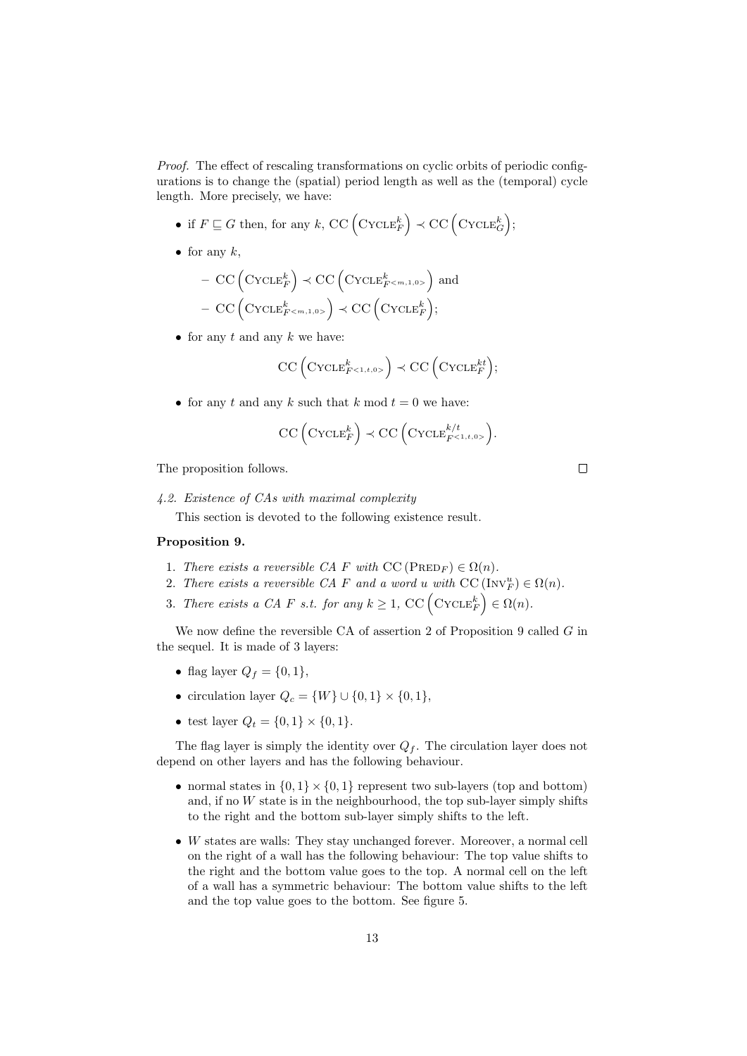*Proof.* The effect of rescaling transformations on cyclic orbits of periodic configurations is to change the (spatial) period length as well as the (temporal) cycle length. More precisely, we have:

- if $F \sqsubseteq G$ then, for any $k$, $\mathrm{CC}\left(\mathrm{Cycle}_F^k\right) \prec \mathrm{CC}\left(\mathrm{Cycle}_G^k\right)$;
- for any $k$,
  - $\mathrm{CC}\left(\mathrm{Cycle}_F^k\right) \prec \mathrm{CC}\left(\mathrm{Cycle}_{F^{<m,1,0>}}^k\right)$ and
  - $\mathrm{CC}\left(\mathrm{Cycle}_{F^{<m,1,0>}}^k\right) \prec \mathrm{CC}\left(\mathrm{Cycle}_F^k\right)$;
- for any $t$ and any $k$ we have:

$$\mathrm{CC}\left(\mathrm{Cycle}_{F^{<1,t,0>}}^k\right) \prec \mathrm{CC}\left(\mathrm{Cycle}_F^{kt}\right);$$

- for any $t$ and any $k$ such that $k \bmod t = 0$ we have:

$$\mathrm{CC}\left(\mathrm{Cycle}_F^k\right) \prec \mathrm{CC}\left(\mathrm{Cycle}_{F^{<1,t,0>}}^{k/t}\right).$$

The proposition follows. □

*4.2. Existence of CAs with maximal complexity*

This section is devoted to the following existence result.

**Proposition 9.**

1. *There exists a reversible CA $F$ with $\mathrm{CC}\left(\mathrm{Pred}_F\right) \in \Omega(n)$.*
2. *There exists a reversible CA $F$ and a word $u$ with $\mathrm{CC}\left(\mathrm{Inv}_F^u\right) \in \Omega(n)$.*
3. *There exists a CA $F$ s.t. for any $k \geq 1$, $\mathrm{CC}\left(\mathrm{Cycle}_F^k\right) \in \Omega(n)$.*

We now define the reversible CA of assertion 2 of Proposition 9 called $G$ in the sequel. It is made of 3 layers:

- flag layer $Q_f = \{0,1\}$,
- circulation layer $Q_c = \{W\} \cup \{0,1\} \times \{0,1\}$,
- test layer $Q_t = \{0,1\} \times \{0,1\}$.

The flag layer is simply the identity over $Q_f$. The circulation layer does not depend on other layers and has the following behaviour.

- normal states in $\{0,1\} \times \{0,1\}$ represent two sub-layers (top and bottom) and, if no $W$ state is in the neighbourhood, the top sub-layer simply shifts to the right and the bottom sub-layer simply shifts to the left.
- $W$ states are walls: They stay unchanged forever. Moreover, a normal cell on the right of a wall has the following behaviour: The top value shifts to the right and the bottom value goes to the top. A normal cell on the left of a wall has a symmetric behaviour: The bottom value shifts to the left and the top value goes to the bottom. See figure 5.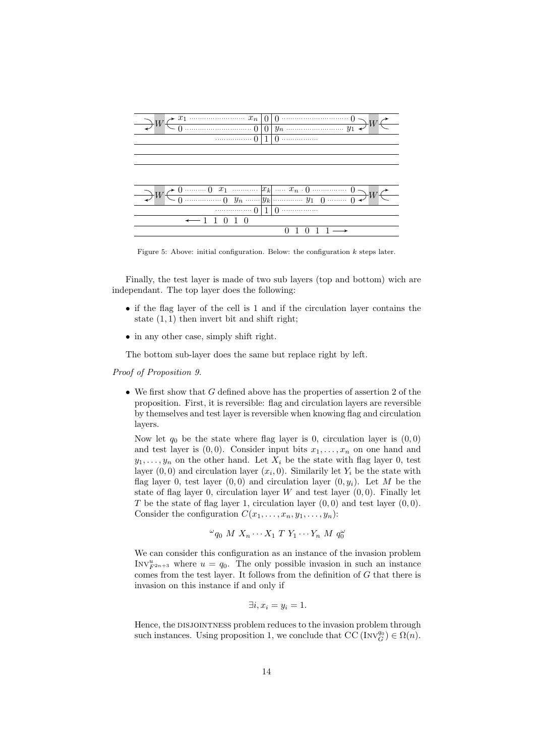Figure 5: Above: initial configuration. Below: the configuration $k$ steps later.

Finally, the test layer is made of two sub layers (top and bottom) wich are independant. The top layer does the following:

- if the flag layer of the cell is 1 and if the circulation layer contains the state $(1,1)$ then invert bit and shift right;
- in any other case, simply shift right.

The bottom sub-layer does the same but replace right by left.

*Proof of Proposition 9.*

- We first show that $G$ defined above has the properties of assertion 2 of the proposition. First, it is reversible: flag and circulation layers are reversible by themselves and test layer is reversible when knowing flag and circulation layers.

  Now let $q_0$ be the state where flag layer is 0, circulation layer is $(0,0)$ and test layer is $(0,0)$. Consider input bits $x_1,\ldots,x_n$ on one hand and $y_1,\ldots,y_n$ on the other hand. Let $X_i$ be the state with flag layer 0, test layer $(0,0)$ and circulation layer $(x_i,0)$. Similarily let $Y_i$ be the state with flag layer 0, test layer $(0,0)$ and circulation layer $(0,y_i)$. Let $M$ be the state of flag layer 0, circulation layer $W$ and test layer $(0,0)$. Finally let $T$ be the state of flag layer 1, circulation layer $(0,0)$ and test layer $(0,0)$. Consider the configuration $C(x_1,\ldots,x_n,y_1,\ldots,y_n)$:

  $$^{\omega}q_0\ M\ X_n\cdots X_1\ T\ Y_1\cdots Y_n\ M\ q_0^{\omega}$$

  We can consider this configuration as an instance of the invasion problem $\text{INV}^{u}_{F^{2n+3}}$ where $u=q_0$. The only possible invasion in such an instance comes from the test layer. It follows from the definition of $G$ that there is invasion on this instance if and only if

  $$\exists i, x_i = y_i = 1.$$

  Hence, the DISJOINTNESS problem reduces to the invasion problem through such instances. Using proposition 1, we conclude that $\text{CC}\left(\text{INV}^{q_0}_{G}\right)\in\Omega(n)$.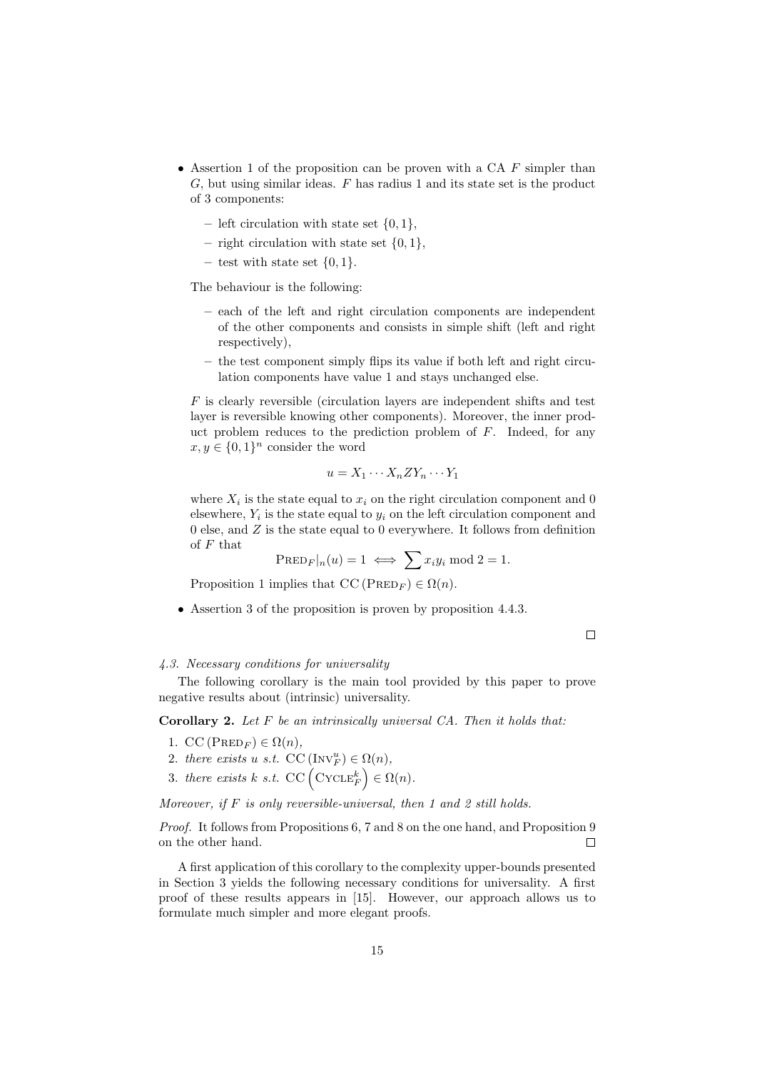- Assertion 1 of the proposition can be proven with a CA $F$ simpler than $G$, but using similar ideas. $F$ has radius 1 and its state set is the product of 3 components:

  – left circulation with state set $\{0, 1\}$,

  – right circulation with state set $\{0, 1\}$,

  – test with state set $\{0, 1\}$.

  The behaviour is the following:

  – each of the left and right circulation components are independent of the other components and consists in simple shift (left and right respectively),

  – the test component simply flips its value if both left and right circulation components have value 1 and stays unchanged else.

  $F$ is clearly reversible (circulation layers are independent shifts and test layer is reversible knowing other components). Moreover, the inner product problem reduces to the prediction problem of $F$. Indeed, for any $x, y \in \{0, 1\}^n$ consider the word

  $$u = X_1 \cdots X_n Z Y_n \cdots Y_1$$

  where $X_i$ is the state equal to $x_i$ on the right circulation component and 0 elsewhere, $Y_i$ is the state equal to $y_i$ on the left circulation component and 0 else, and $Z$ is the state equal to 0 everywhere. It follows from definition of $F$ that

  $$\text{PRED}_F|_n(u) = 1 \iff \sum x_i y_i \bmod 2 = 1.$$

  Proposition 1 implies that $\text{CC}(\text{PRED}_F) \in \Omega(n)$.

- Assertion 3 of the proposition is proven by proposition 4.4.3.

□

*4.3. Necessary conditions for universality*

The following corollary is the main tool provided by this paper to prove negative results about (intrinsic) universality.

**Corollary 2.** *Let $F$ be an intrinsically universal CA. Then it holds that:*

1. $\text{CC}(\text{PRED}_F) \in \Omega(n)$,
2. *there exists $u$ s.t.* $\text{CC}(\text{INV}_F^u) \in \Omega(n)$,
3. *there exists $k$ s.t.* $\text{CC}\left(\text{CYCLE}_F^k\right) \in \Omega(n)$.

*Moreover, if $F$ is only reversible-universal, then 1 and 2 still holds.*

*Proof.* It follows from Propositions 6, 7 and 8 on the one hand, and Proposition 9 on the other hand. □

A first application of this corollary to the complexity upper-bounds presented in Section 3 yields the following necessary conditions for universality. A first proof of these results appears in [15]. However, our approach allows us to formulate much simpler and more elegant proofs.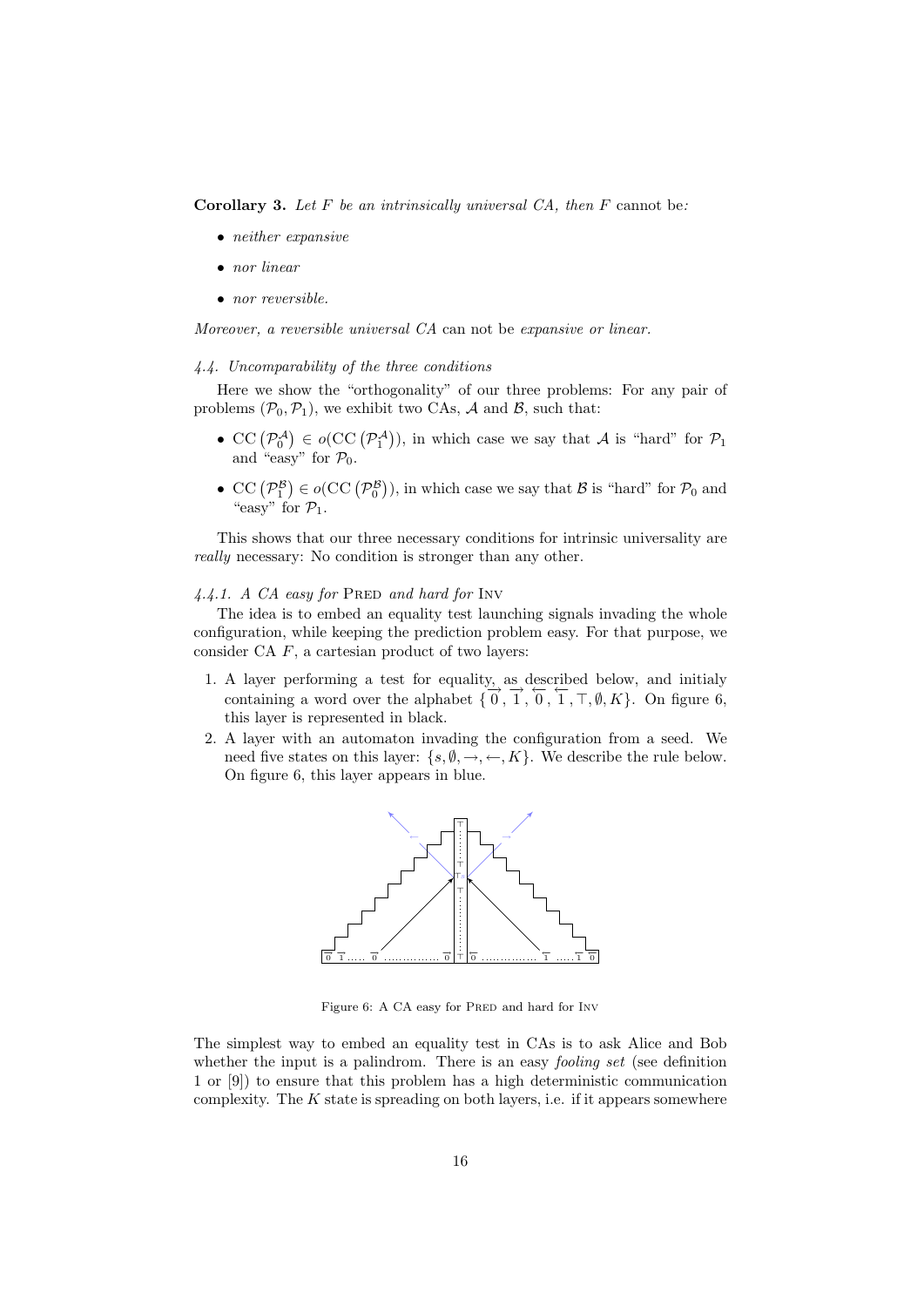**Corollary 3.** *Let $F$ be an intrinsically universal CA, then $F$* cannot be*:*

- *neither expansive*
- *nor linear*
- *nor reversible.*

*Moreover, a reversible universal CA* can not be *expansive or linear.*

#### *4.4. Uncomparability of the three conditions*

Here we show the "orthogonality" of our three problems: For any pair of problems $(\mathcal{P}_0, \mathcal{P}_1)$, we exhibit two CAs, $\mathcal{A}$ and $\mathcal{B}$, such that:

- $\mathrm{CC}\left(\mathcal{P}_0^{\mathcal{A}}\right) \in o(\mathrm{CC}\left(\mathcal{P}_1^{\mathcal{A}}\right))$, in which case we say that $\mathcal{A}$ is "hard" for $\mathcal{P}_1$ and "easy" for $\mathcal{P}_0$.
- $\mathrm{CC}\left(\mathcal{P}_1^{\mathcal{B}}\right) \in o(\mathrm{CC}\left(\mathcal{P}_0^{\mathcal{B}}\right))$, in which case we say that $\mathcal{B}$ is "hard" for $\mathcal{P}_0$ and "easy" for $\mathcal{P}_1$.

This shows that our three necessary conditions for intrinsic universality are *really* necessary: No condition is stronger than any other.

##### *4.4.1. A CA easy for* Pred *and hard for* Inv

The idea is to embed an equality test launching signals invading the whole configuration, while keeping the prediction problem easy. For that purpose, we consider CA $F$, a cartesian product of two layers:

1. A layer performing a test for equality, as described below, and initialy containing a word over the alphabet $\{\overrightarrow{\overline{0}}, \overrightarrow{\overline{1}}, \overleftarrow{\overline{0}}, \overleftarrow{\overline{1}}, \top, \emptyset, K\}$. On figure 6, this layer is represented in black.
2. A layer with an automaton invading the configuration from a seed. We need five states on this layer: $\{s, \emptyset, \rightarrow, \leftarrow, K\}$. We describe the rule below. On figure 6, this layer appears in blue.

Figure 6: A CA easy for Pred and hard for Inv

The simplest way to embed an equality test in CAs is to ask Alice and Bob whether the input is a palindrom. There is an easy *fooling set* (see definition 1 or [9]) to ensure that this problem has a high deterministic communication complexity. The $K$ state is spreading on both layers, i.e. if it appears somewhere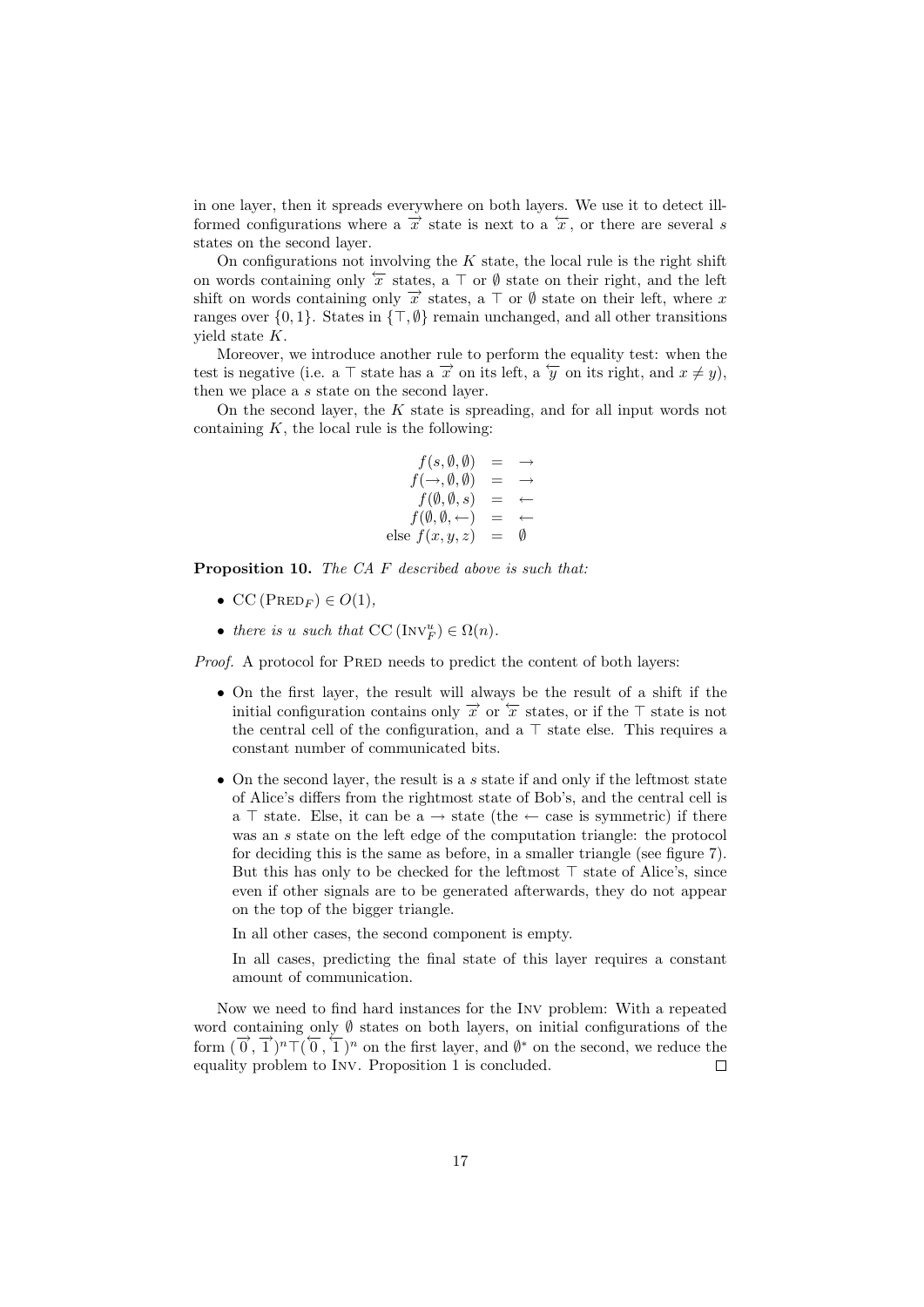in one layer, then it spreads everywhere on both layers. We use it to detect ill-formed configurations where a $\overrightarrow{x}$ state is next to a $\overleftarrow{x}$, or there are several $s$ states on the second layer.

On configurations not involving the $K$ state, the local rule is the right shift on words containing only $\overleftarrow{x}$ states, a $\top$ or $\emptyset$ state on their right, and the left shift on words containing only $\overrightarrow{x}$ states, a $\top$ or $\emptyset$ state on their left, where $x$ ranges over $\{0,1\}$. States in $\{\top, \emptyset\}$ remain unchanged, and all other transitions yield state $K$.

Moreover, we introduce another rule to perform the equality test: when the test is negative (i.e. a $\top$ state has a $\overrightarrow{x}$ on its left, a $\overleftarrow{y}$ on its right, and $x \neq y$), then we place a $s$ state on the second layer.

On the second layer, the $K$ state is spreading, and for all input words not containing $K$, the local rule is the following:

$$
\begin{aligned}
f(s, \emptyset, \emptyset) &= \rightarrow \\
f(\rightarrow, \emptyset, \emptyset) &= \rightarrow \\
f(\emptyset, \emptyset, s) &= \leftarrow \\
f(\emptyset, \emptyset, \leftarrow) &= \leftarrow \\
\text{else } f(x, y, z) &= \emptyset
\end{aligned}
$$

**Proposition 10.** *The CA $F$ described above is such that:*

- $\mathrm{CC}\left(\mathrm{PRED}_F\right) \in O(1)$,
- *there is $u$ such that* $\mathrm{CC}\left(\mathrm{INV}_F^u\right) \in \Omega(n)$.

*Proof.* A protocol for PRED needs to predict the content of both layers:

- On the first layer, the result will always be the result of a shift if the initial configuration contains only $\overrightarrow{x}$ or $\overleftarrow{x}$ states, or if the $\top$ state is not the central cell of the configuration, and a $\top$ state else. This requires a constant number of communicated bits.
- On the second layer, the result is a $s$ state if and only if the leftmost state of Alice's differs from the rightmost state of Bob's, and the central cell is a $\top$ state. Else, it can be a $\rightarrow$ state (the $\leftarrow$ case is symmetric) if there was an $s$ state on the left edge of the computation triangle: the protocol for deciding this is the same as before, in a smaller triangle (see figure 7). But this has only to be checked for the leftmost $\top$ state of Alice's, since even if other signals are to be generated afterwards, they do not appear on the top of the bigger triangle.

  In all other cases, the second component is empty.

  In all cases, predicting the final state of this layer requires a constant amount of communication.

Now we need to find hard instances for the INV problem: With a repeated word containing only $\emptyset$ states on both layers, on initial configurations of the form $(\overrightarrow{0}, \overrightarrow{1})^n \top (\overleftarrow{0}, \overleftarrow{1})^n$ on the first layer, and $\emptyset^*$ on the second, we reduce the equality problem to INV. Proposition 1 is concluded. $\square$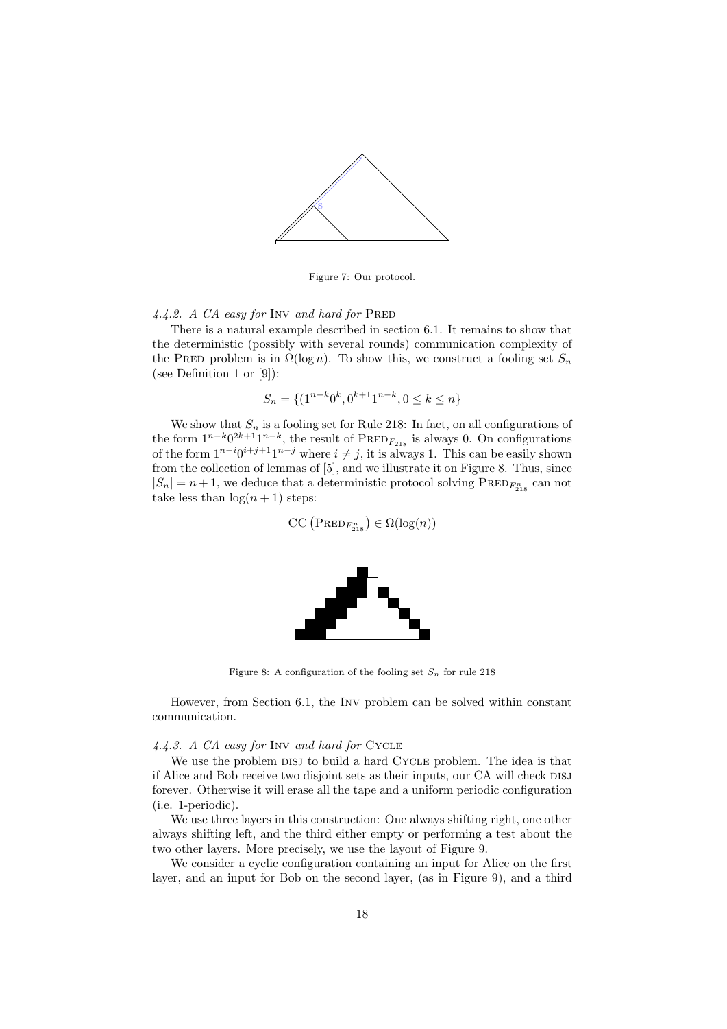Figure 7: Our protocol.

#### 4.4.2. A CA easy for Inv and hard for Pred

There is a natural example described in section 6.1. It remains to show that the deterministic (possibly with several rounds) communication complexity of the Pred problem is in $\Omega(\log n)$. To show this, we construct a fooling set $S_n$ (see Definition 1 or [9]):

$$S_n = \{(1^{n-k}0^k, 0^{k+1}1^{n-k}, 0 \leq k \leq n\}$$

We show that $S_n$ is a fooling set for Rule 218: In fact, on all configurations of the form $1^{n-k}0^{2k+1}1^{n-k}$, the result of $\text{Pred}_{F_{218}}$ is always 0. On configurations of the form $1^{n-i}0^{i+j+1}1^{n-j}$ where $i \neq j$, it is always 1. This can be easily shown from the collection of lemmas of [5], and we illustrate it on Figure 8. Thus, since $|S_n| = n+1$, we deduce that a deterministic protocol solving $\text{Pred}_{F_{218}^n}$ can not take less than $\log(n+1)$ steps:

$$\text{CC}\left(\text{Pred}_{F_{218}^n}\right) \in \Omega(\log(n))$$

Figure 8: A configuration of the fooling set $S_n$ for rule 218

However, from Section 6.1, the Inv problem can be solved within constant communication.

#### 4.4.3. A CA easy for Inv and hard for Cycle

We use the problem disj to build a hard Cycle problem. The idea is that if Alice and Bob receive two disjoint sets as their inputs, our CA will check disj forever. Otherwise it will erase all the tape and a uniform periodic configuration (i.e. 1-periodic).

We use three layers in this construction: One always shifting right, one other always shifting left, and the third either empty or performing a test about the two other layers. More precisely, we use the layout of Figure 9.

We consider a cyclic configuration containing an input for Alice on the first layer, and an input for Bob on the second layer, (as in Figure 9), and a third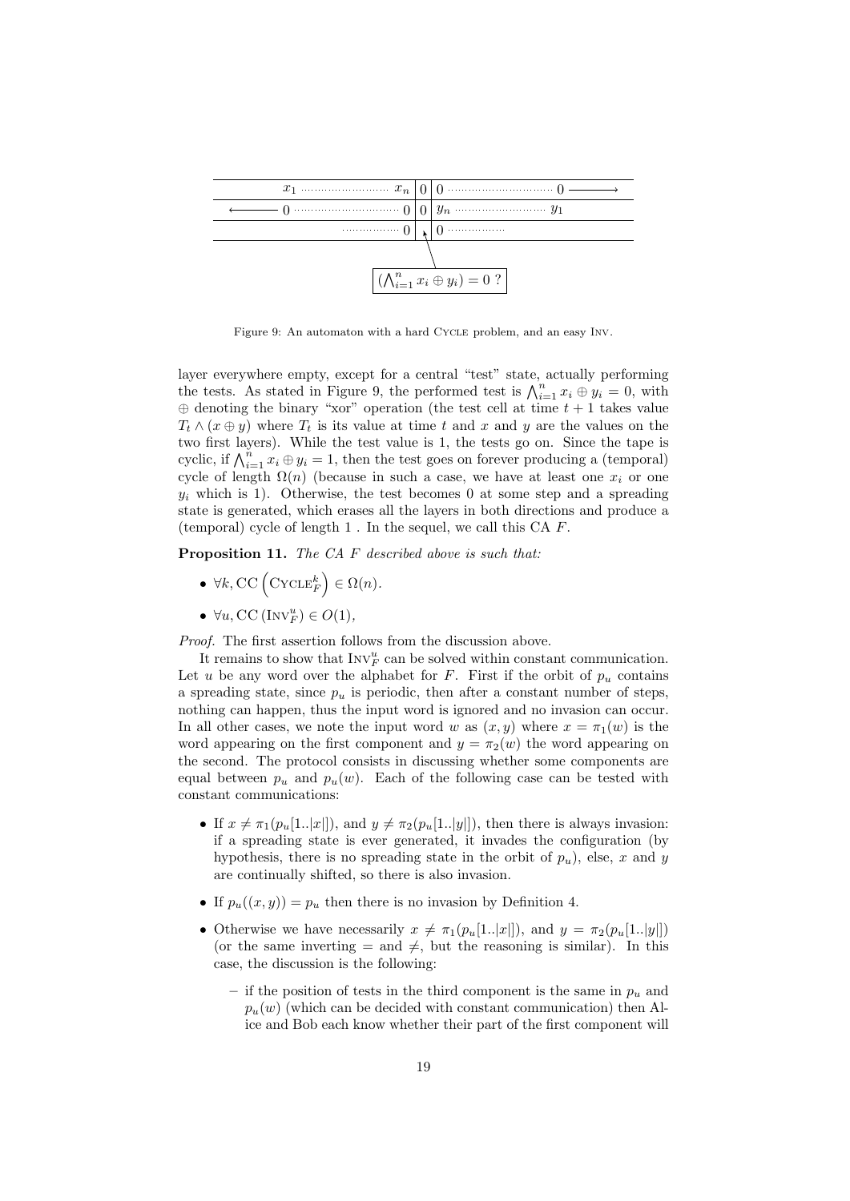Figure 9: An automaton with a hard CYCLE problem, and an easy INV.

layer everywhere empty, except for a central "test" state, actually performing the tests. As stated in Figure 9, the performed test is $\bigwedge_{i=1}^{n} x_i \oplus y_i = 0$, with $\oplus$ denoting the binary "xor" operation (the test cell at time $t+1$ takes value $T_t \wedge (x \oplus y)$ where $T_t$ is its value at time $t$ and $x$ and $y$ are the values on the two first layers). While the test value is 1, the tests go on. Since the tape is cyclic, if $\bigwedge_{i=1}^{n} x_i \oplus y_i = 1$, then the test goes on forever producing a (temporal) cycle of length $\Omega(n)$ (because in such a case, we have at least one $x_i$ or one $y_i$ which is 1). Otherwise, the test becomes 0 at some step and a spreading state is generated, which erases all the layers in both directions and produce a (temporal) cycle of length 1 . In the sequel, we call this CA $F$.

**Proposition 11.** *The CA $F$ described above is such that:*

- $\forall k, \mathrm{CC}\left(\mathrm{CYCLE}_F^k\right) \in \Omega(n)$.
- $\forall u, \mathrm{CC}\left(\mathrm{INV}_F^u\right) \in O(1)$,

*Proof.* The first assertion follows from the discussion above.

It remains to show that $\mathrm{INV}_F^u$ can be solved within constant communication. Let $u$ be any word over the alphabet for $F$. First if the orbit of $p_u$ contains a spreading state, since $p_u$ is periodic, then after a constant number of steps, nothing can happen, thus the input word is ignored and no invasion can occur. In all other cases, we note the input word $w$ as $(x, y)$ where $x = \pi_1(w)$ is the word appearing on the first component and $y = \pi_2(w)$ the word appearing on the second. The protocol consists in discussing whether some components are equal between $p_u$ and $p_u(w)$. Each of the following case can be tested with constant communications:

- If $x \neq \pi_1(p_u[1..|x|])$, and $y \neq \pi_2(p_u[1..|y|])$, then there is always invasion: if a spreading state is ever generated, it invades the configuration (by hypothesis, there is no spreading state in the orbit of $p_u$), else, $x$ and $y$ are continually shifted, so there is also invasion.
- If $p_u((x, y)) = p_u$ then there is no invasion by Definition 4.
- Otherwise we have necessarily $x \neq \pi_1(p_u[1..|x|])$, and $y = \pi_2(p_u[1..|y|])$ (or the same inverting $=$ and $\neq$, but the reasoning is similar). In this case, the discussion is the following:
  - if the position of tests in the third component is the same in $p_u$ and $p_u(w)$ (which can be decided with constant communication) then Alice and Bob each know whether their part of the first component will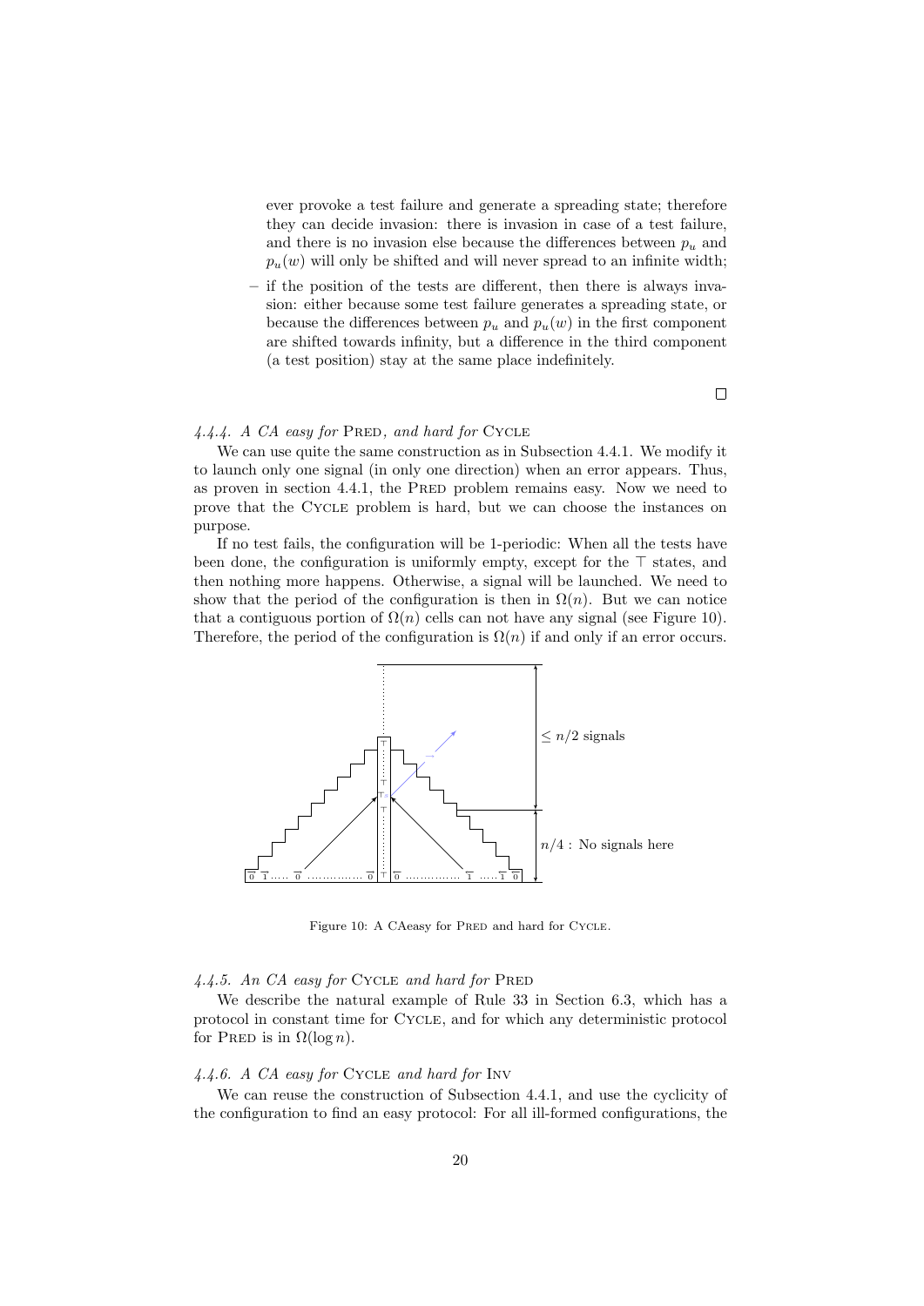ever provoke a test failure and generate a spreading state; therefore they can decide invasion: there is invasion in case of a test failure, and there is no invasion else because the differences between $p_u$ and $p_u(w)$ will only be shifted and will never spread to an infinite width;

– if the position of the tests are different, then there is always invasion: either because some test failure generates a spreading state, or because the differences between $p_u$ and $p_u(w)$ in the first component are shifted towards infinity, but a difference in the third component (a test position) stay at the same place indefinitely.

□

#### 4.4.4. A CA easy for Pred, and hard for Cycle

We can use quite the same construction as in Subsection 4.4.1. We modify it to launch only one signal (in only one direction) when an error appears. Thus, as proven in section 4.4.1, the Pred problem remains easy. Now we need to prove that the Cycle problem is hard, but we can choose the instances on purpose.

If no test fails, the configuration will be 1-periodic: When all the tests have been done, the configuration is uniformly empty, except for the $\top$ states, and then nothing more happens. Otherwise, a signal will be launched. We need to show that the period of the configuration is then in $\Omega(n)$. But we can notice that a contiguous portion of $\Omega(n)$ cells can not have any signal (see Figure 10). Therefore, the period of the configuration is $\Omega(n)$ if and only if an error occurs.

Figure 10: A CAeasy for Pred and hard for Cycle.

#### 4.4.5. An CA easy for Cycle and hard for Pred

We describe the natural example of Rule 33 in Section 6.3, which has a protocol in constant time for Cycle, and for which any deterministic protocol for Pred is in $\Omega(\log n)$.

#### 4.4.6. A CA easy for Cycle and hard for Inv

We can reuse the construction of Subsection 4.4.1, and use the cyclicity of the configuration to find an easy protocol: For all ill-formed configurations, the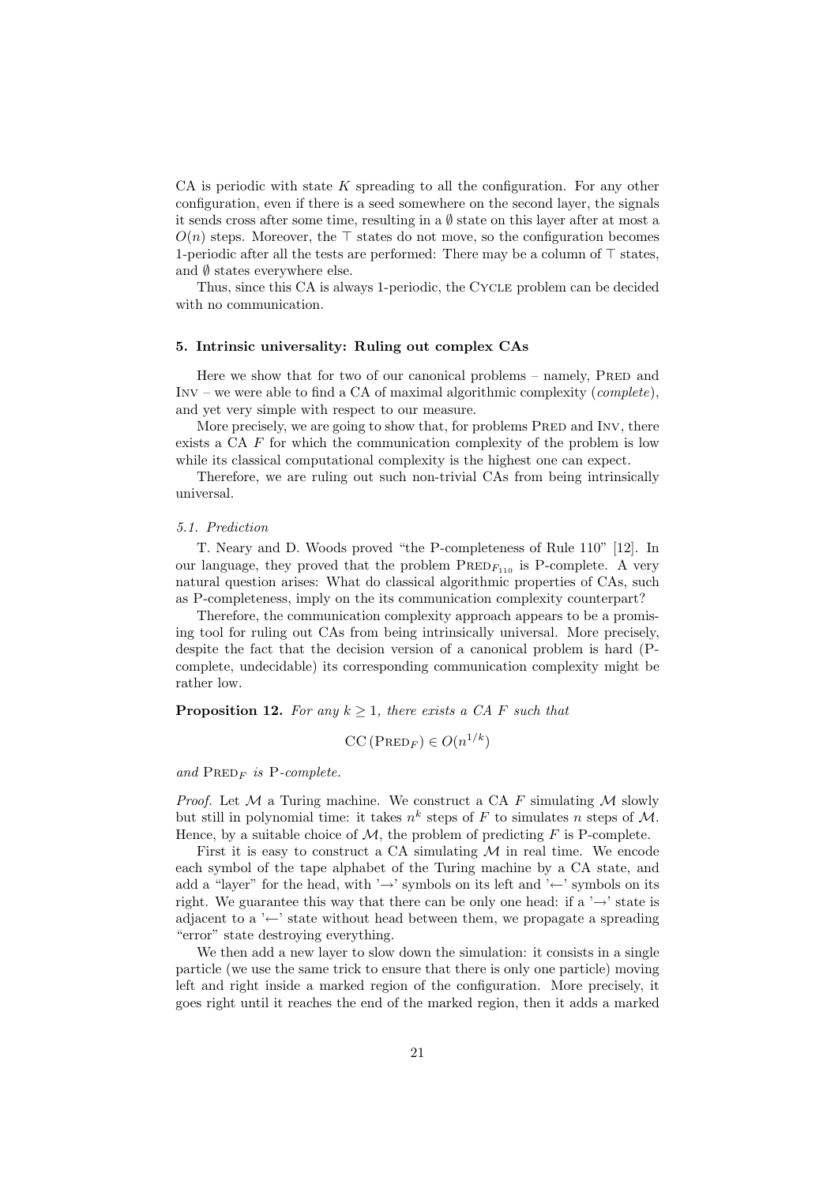CA is periodic with state $K$ spreading to all the configuration. For any other configuration, even if there is a seed somewhere on the second layer, the signals it sends cross after some time, resulting in a $\emptyset$ state on this layer after at most a $O(n)$ steps. Moreover, the $\top$ states do not move, so the configuration becomes 1-periodic after all the tests are performed: There may be a column of $\top$ states, and $\emptyset$ states everywhere else.

Thus, since this CA is always 1-periodic, the Cycle problem can be decided with no communication.

## 5. Intrinsic universality: Ruling out complex CAs

Here we show that for two of our canonical problems – namely, Pred and Inv – we were able to find a CA of maximal algorithmic complexity (*complete*), and yet very simple with respect to our measure.

More precisely, we are going to show that, for problems Pred and Inv, there exists a CA $F$ for which the communication complexity of the problem is low while its classical computational complexity is the highest one can expect.

Therefore, we are ruling out such non-trivial CAs from being intrinsically universal.

### 5.1. Prediction

T. Neary and D. Woods proved "the P-completeness of Rule 110" [12]. In our language, they proved that the problem $\text{Pred}_{F_{110}}$ is P-complete. A very natural question arises: What do classical algorithmic properties of CAs, such as P-completeness, imply on the its communication complexity counterpart?

Therefore, the communication complexity approach appears to be a promising tool for ruling out CAs from being intrinsically universal. More precisely, despite the fact that the decision version of a canonical problem is hard (P-complete, undecidable) its corresponding communication complexity might be rather low.

**Proposition 12.** *For any $k \geq 1$, there exists a CA $F$ such that*

$$\text{CC}\left(\text{Pred}_F\right) \in O(n^{1/k})$$

*and $\text{Pred}_F$ is* P*-complete.*

*Proof.* Let $\mathcal{M}$ a Turing machine. We construct a CA $F$ simulating $\mathcal{M}$ slowly but still in polynomial time: it takes $n^k$ steps of $F$ to simulates $n$ steps of $\mathcal{M}$. Hence, by a suitable choice of $\mathcal{M}$, the problem of predicting $F$ is P-complete.

First it is easy to construct a CA simulating $\mathcal{M}$ in real time. We encode each symbol of the tape alphabet of the Turing machine by a CA state, and add a "layer" for the head, with '$\rightarrow$' symbols on its left and '$\leftarrow$' symbols on its right. We guarantee this way that there can be only one head: if a '$\rightarrow$' state is adjacent to a '$\leftarrow$' state without head between them, we propagate a spreading "error" state destroying everything.

We then add a new layer to slow down the simulation: it consists in a single particle (we use the same trick to ensure that there is only one particle) moving left and right inside a marked region of the configuration. More precisely, it goes right until it reaches the end of the marked region, then it adds a marked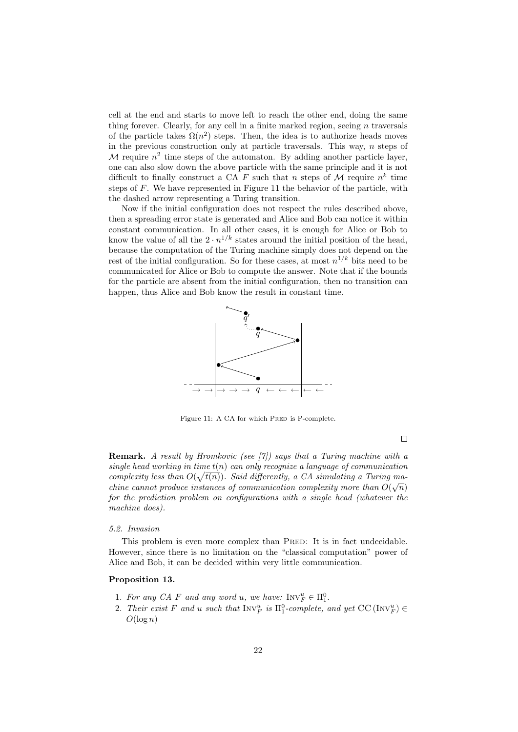cell at the end and starts to move left to reach the other end, doing the same thing forever. Clearly, for any cell in a finite marked region, seeing $n$ traversals of the particle takes $\Omega(n^2)$ steps. Then, the idea is to authorize heads moves in the previous construction only at particle traversals. This way, $n$ steps of $\mathcal{M}$ require $n^2$ time steps of the automaton. By adding another particle layer, one can also slow down the above particle with the same principle and it is not difficult to finally construct a CA $F$ such that $n$ steps of $\mathcal{M}$ require $n^k$ time steps of $F$. We have represented in Figure 11 the behavior of the particle, with the dashed arrow representing a Turing transition.

Now if the initial configuration does not respect the rules described above, then a spreading error state is generated and Alice and Bob can notice it within constant communication. In all other cases, it is enough for Alice or Bob to know the value of all the $2 \cdot n^{1/k}$ states around the initial position of the head, because the computation of the Turing machine simply does not depend on the rest of the initial configuration. So for these cases, at most $n^{1/k}$ bits need to be communicated for Alice or Bob to compute the answer. Note that if the bounds for the particle are absent from the initial configuration, then no transition can happen, thus Alice and Bob know the result in constant time.

Figure 11: A CA for which PRED is P-complete.

□

**Remark.** *A result by Hromkovic (see [7]) says that a Turing machine with a single head working in time $t(n)$ can only recognize a language of communication complexity less than $O(\sqrt{t(n)})$. Said differently, a CA simulating a Turing machine cannot produce instances of communication complexity more than $O(\sqrt{n})$ for the prediction problem on configurations with a single head (whatever the machine does).*

### 5.2. Invasion

This problem is even more complex than PRED: It is in fact undecidable. However, since there is no limitation on the "classical computation" power of Alice and Bob, it can be decided within very little communication.

**Proposition 13.**

1. *For any CA $F$ and any word $u$, we have:* $\mathrm{INV}_F^u \in \Pi_1^0$.
2. *Their exist $F$ and $u$ such that $\mathrm{INV}_F^u$ is $\Pi_1^0$-complete, and yet* $\mathrm{CC}\left(\mathrm{INV}_F^u\right) \in O(\log n)$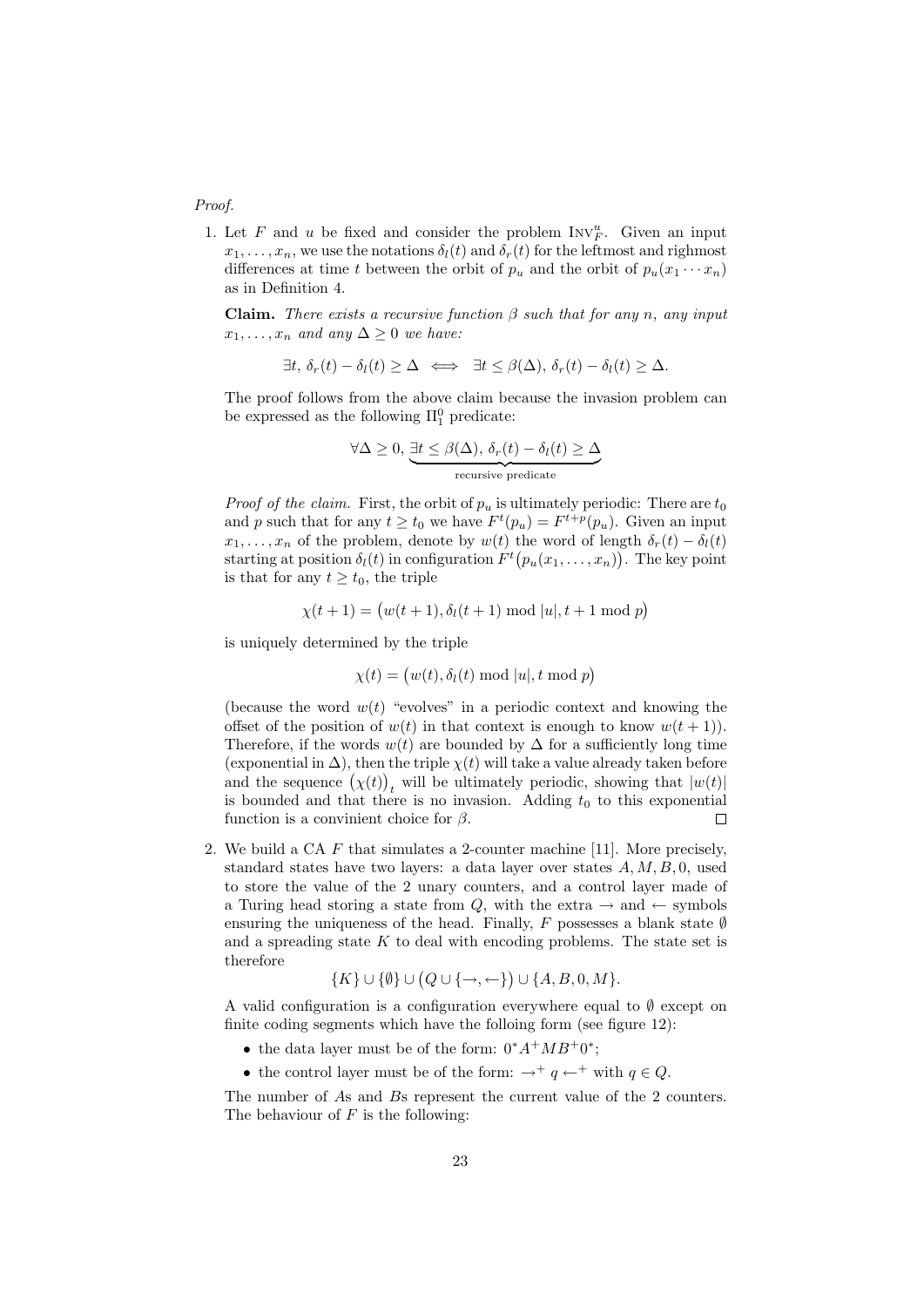*Proof.*

1. Let $F$ and $u$ be fixed and consider the problem $\text{INV}_F^u$. Given an input $x_1, \ldots, x_n$, we use the notations $\delta_l(t)$ and $\delta_r(t)$ for the leftmost and righmost differences at time $t$ between the orbit of $p_u$ and the orbit of $p_u(x_1 \cdots x_n)$ as in Definition 4.

   **Claim.** *There exists a recursive function $\beta$ such that for any $n$, any input $x_1, \ldots, x_n$ and any $\Delta \geq 0$ we have:*

   $$\exists t,\ \delta_r(t) - \delta_l(t) \geq \Delta \iff \exists t \leq \beta(\Delta),\ \delta_r(t) - \delta_l(t) \geq \Delta.$$

   The proof follows from the above claim because the invasion problem can be expressed as the following $\Pi_1^0$ predicate:

   $$\forall \Delta \geq 0,\ \underbrace{\exists t \leq \beta(\Delta),\ \delta_r(t) - \delta_l(t) \geq \Delta}_{\text{recursive predicate}}$$

   *Proof of the claim.* First, the orbit of $p_u$ is ultimately periodic: There are $t_0$ and $p$ such that for any $t \geq t_0$ we have $F^t(p_u) = F^{t+p}(p_u)$. Given an input $x_1, \ldots, x_n$ of the problem, denote by $w(t)$ the word of length $\delta_r(t) - \delta_l(t)$ starting at position $\delta_l(t)$ in configuration $F^t\big(p_u(x_1, \ldots, x_n)\big)$. The key point is that for any $t \geq t_0$, the triple

   $$\chi(t+1) = \big(w(t+1), \delta_l(t+1) \bmod |u|, t+1 \bmod p\big)$$

   is uniquely determined by the triple

   $$\chi(t) = \big(w(t), \delta_l(t) \bmod |u|, t \bmod p\big)$$

   (because the word $w(t)$ "evolves" in a periodic context and knowing the offset of the position of $w(t)$ in that context is enough to know $w(t+1)$). Therefore, if the words $w(t)$ are bounded by $\Delta$ for a sufficiently long time (exponential in $\Delta$), then the triple $\chi(t)$ will take a value already taken before and the sequence $\big(\chi(t)\big)_t$ will be ultimately periodic, showing that $|w(t)|$ is bounded and that there is no invasion. Adding $t_0$ to this exponential function is a convinient choice for $\beta$. □

2. We build a CA $F$ that simulates a 2-counter machine [11]. More precisely, standard states have two layers: a data layer over states $A, M, B, 0$, used to store the value of the 2 unary counters, and a control layer made of a Turing head storing a state from $Q$, with the extra $\rightarrow$ and $\leftarrow$ symbols ensuring the uniqueness of the head. Finally, $F$ possesses a blank state $\emptyset$ and a spreading state $K$ to deal with encoding problems. The state set is therefore

   $$\{K\} \cup \{\emptyset\} \cup \big(Q \cup \{\rightarrow, \leftarrow\}\big) \cup \{A, B, 0, M\}.$$

   A valid configuration is a configuration everywhere equal to $\emptyset$ except on finite coding segments which have the folloing form (see figure 12):

   - the data layer must be of the form: $0^*A^+MB^+0^*$;
   - the control layer must be of the form: $\rightarrow^+ q \leftarrow^+$ with $q \in Q$.

   The number of $A$s and $B$s represent the current value of the 2 counters. The behaviour of $F$ is the following: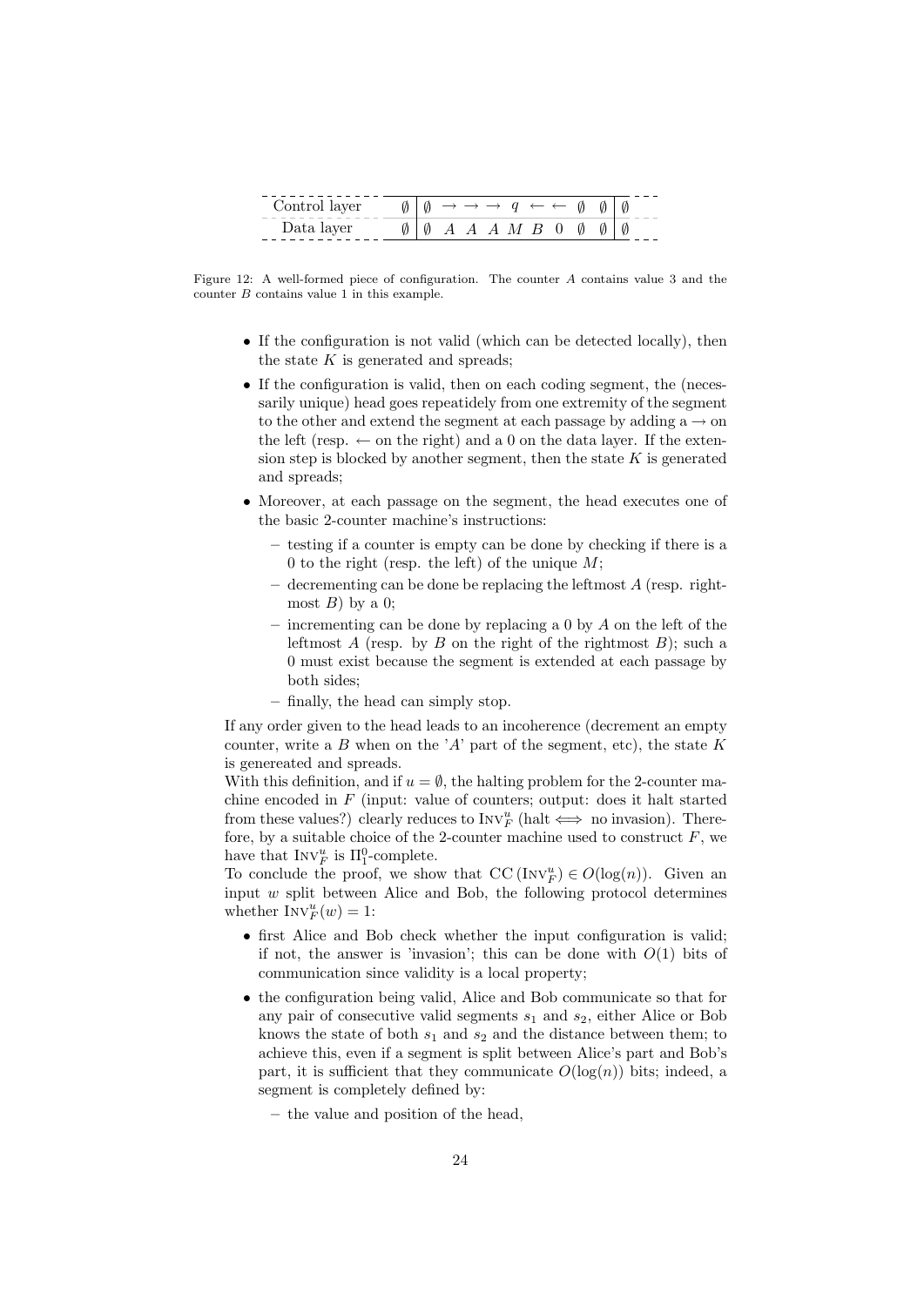| Control layer | $\emptyset$ | $\emptyset$ | $\rightarrow$ | $\rightarrow$ | $\rightarrow$ | $q$ | $\leftarrow$ | $\leftarrow$ | $\emptyset$ | $\emptyset$ | $\emptyset$ |
|---|---|---|---|---|---|---|---|---|---|---|---|
| Data layer | $\emptyset$ | $\emptyset$ | $A$ | $A$ | $A$ | $M$ | $B$ | 0 | $\emptyset$ | $\emptyset$ | $\emptyset$ |

Figure 12: A well-formed piece of configuration. The counter $A$ contains value 3 and the counter $B$ contains value 1 in this example.

- If the configuration is not valid (which can be detected locally), then the state $K$ is generated and spreads;
- If the configuration is valid, then on each coding segment, the (necessarily unique) head goes repeatidely from one extremity of the segment to the other and extend the segment at each passage by adding a $\rightarrow$ on the left (resp. $\leftarrow$ on the right) and a 0 on the data layer. If the extension step is blocked by another segment, then the state $K$ is generated and spreads;
- Moreover, at each passage on the segment, the head executes one of the basic 2-counter machine's instructions:
  - testing if a counter is empty can be done by checking if there is a 0 to the right (resp. the left) of the unique $M$;
  - decrementing can be done be replacing the leftmost $A$ (resp. rightmost $B$) by a 0;
  - incrementing can be done by replacing a 0 by $A$ on the left of the leftmost $A$ (resp. by $B$ on the right of the rightmost $B$); such a 0 must exist because the segment is extended at each passage by both sides;
  - finally, the head can simply stop.

If any order given to the head leads to an incoherence (decrement an empty counter, write a $B$ when on the '$A$' part of the segment, etc), the state $K$ is genereated and spreads.

With this definition, and if $u = \emptyset$, the halting problem for the 2-counter machine encoded in $F$ (input: value of counters; output: does it halt started from these values?) clearly reduces to $\text{INV}_F^u$ (halt $\iff$ no invasion). Therefore, by a suitable choice of the 2-counter machine used to construct $F$, we have that $\text{INV}_F^u$ is $\Pi_1^0$-complete.

To conclude the proof, we show that $\text{CC}\left(\text{INV}_F^u\right) \in O(\log(n))$. Given an input $w$ split between Alice and Bob, the following protocol determines whether $\text{INV}_F^u(w) = 1$:

- first Alice and Bob check whether the input configuration is valid; if not, the answer is 'invasion'; this can be done with $O(1)$ bits of communication since validity is a local property;
- the configuration being valid, Alice and Bob communicate so that for any pair of consecutive valid segments $s_1$ and $s_2$, either Alice or Bob knows the state of both $s_1$ and $s_2$ and the distance between them; to achieve this, even if a segment is split between Alice's part and Bob's part, it is sufficient that they communicate $O(\log(n))$ bits; indeed, a segment is completely defined by:
  - the value and position of the head,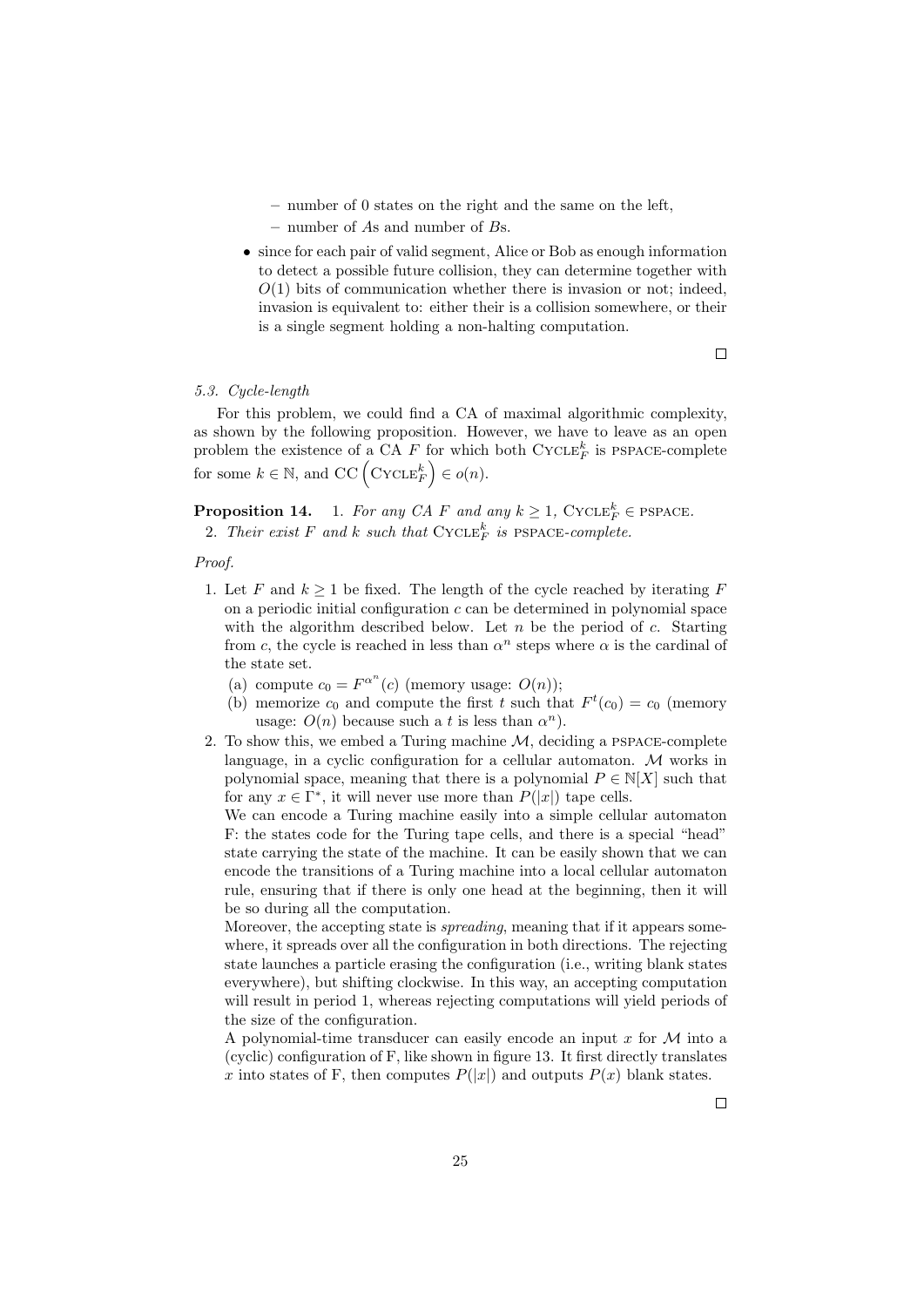- number of 0 states on the right and the same on the left,
  - number of $A$s and number of $B$s.

- since for each pair of valid segment, Alice or Bob as enough information to detect a possible future collision, they can determine together with $O(1)$ bits of communication whether there is invasion or not; indeed, invasion is equivalent to: either their is a collision somewhere, or their is a single segment holding a non-halting computation.

□

### 5.3. Cycle-length

For this problem, we could find a CA of maximal algorithmic complexity, as shown by the following proposition. However, we have to leave as an open problem the existence of a CA $F$ for which both $\text{CYCLE}_F^k$ is PSPACE-complete for some $k \in \mathbb{N}$, and $\text{CC}\left(\text{CYCLE}_F^k\right) \in o(n)$.

**Proposition 14.** 1. *For any CA $F$ and any $k \geq 1$, $\text{CYCLE}_F^k \in$ PSPACE.*

2. *Their exist $F$ and $k$ such that $\text{CYCLE}_F^k$ is PSPACE-complete.*

*Proof.*

1. Let $F$ and $k \geq 1$ be fixed. The length of the cycle reached by iterating $F$ on a periodic initial configuration $c$ can be determined in polynomial space with the algorithm described below. Let $n$ be the period of $c$. Starting from $c$, the cycle is reached in less than $\alpha^n$ steps where $\alpha$ is the cardinal of the state set.
   (a) compute $c_0 = F^{\alpha^n}(c)$ (memory usage: $O(n)$);
   (b) memorize $c_0$ and compute the first $t$ such that $F^t(c_0) = c_0$ (memory usage: $O(n)$ because such a $t$ is less than $\alpha^n$).

2. To show this, we embed a Turing machine $\mathcal{M}$, deciding a PSPACE-complete language, in a cyclic configuration for a cellular automaton. $\mathcal{M}$ works in polynomial space, meaning that there is a polynomial $P \in \mathbb{N}[X]$ such that for any $x \in \Gamma^*$, it will never use more than $P(|x|)$ tape cells.

   We can encode a Turing machine easily into a simple cellular automaton F: the states code for the Turing tape cells, and there is a special "head" state carrying the state of the machine. It can be easily shown that we can encode the transitions of a Turing machine into a local cellular automaton rule, ensuring that if there is only one head at the beginning, then it will be so during all the computation.

   Moreover, the accepting state is *spreading*, meaning that if it appears somewhere, it spreads over all the configuration in both directions. The rejecting state launches a particle erasing the configuration (i.e., writing blank states everywhere), but shifting clockwise. In this way, an accepting computation will result in period 1, whereas rejecting computations will yield periods of the size of the configuration.

   A polynomial-time transducer can easily encode an input $x$ for $\mathcal{M}$ into a (cyclic) configuration of F, like shown in figure 13. It first directly translates $x$ into states of F, then computes $P(|x|)$ and outputs $P(x)$ blank states.

□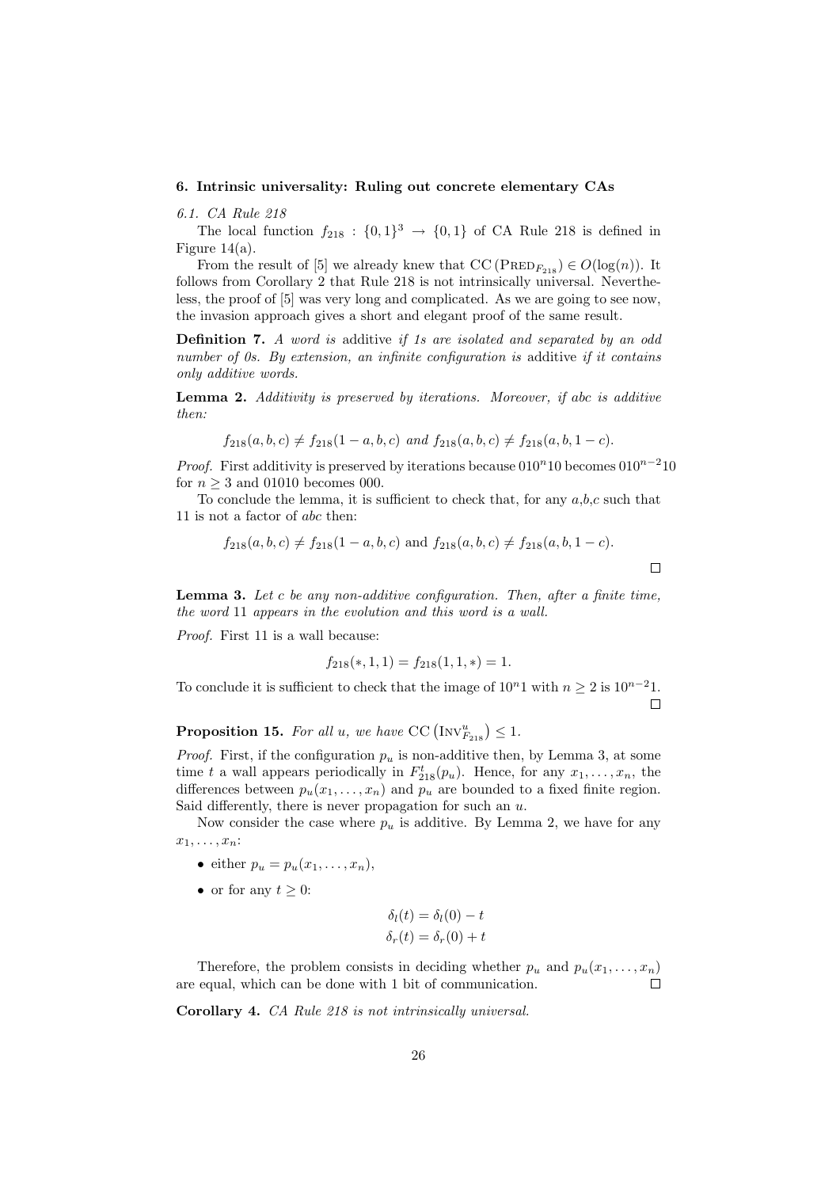## 6. Intrinsic universality: Ruling out concrete elementary CAs

### 6.1. CA Rule 218

The local function $f_{218} : \{0,1\}^3 \to \{0,1\}$ of CA Rule 218 is defined in Figure 14(a).

From the result of [5] we already knew that $\mathrm{CC}\left(\mathrm{PRED}_{F_{218}}\right) \in O(\log(n))$. It follows from Corollary 2 that Rule 218 is not intrinsically universal. Nevertheless, the proof of [5] was very long and complicated. As we are going to see now, the invasion approach gives a short and elegant proof of the same result.

**Definition 7.** *A word is* additive *if 1s are isolated and separated by an odd number of 0s. By extension, an infinite configuration is* additive *if it contains only additive words.*

**Lemma 2.** *Additivity is preserved by iterations. Moreover, if abc is additive then:*

$$f_{218}(a,b,c) \neq f_{218}(1-a,b,c) \text{ and } f_{218}(a,b,c) \neq f_{218}(a,b,1-c).$$

*Proof.* First additivity is preserved by iterations because $010^n10$ becomes $010^{n-2}10$ for $n \geq 3$ and 01010 becomes 000.

To conclude the lemma, it is sufficient to check that, for any $a$,$b$,$c$ such that 11 is not a factor of $abc$ then:

$$f_{218}(a,b,c) \neq f_{218}(1-a,b,c) \text{ and } f_{218}(a,b,c) \neq f_{218}(a,b,1-c).$$

□

**Lemma 3.** *Let c be any non-additive configuration. Then, after a finite time, the word* 11 *appears in the evolution and this word is a wall.*

*Proof.* First 11 is a wall because:

$$f_{218}(*,1,1) = f_{218}(1,1,*) = 1.$$

To conclude it is sufficient to check that the image of $10^n1$ with $n \geq 2$ is $10^{n-2}1$. □

**Proposition 15.** *For all u, we have* $\mathrm{CC}\left(\mathrm{INV}^u_{F_{218}}\right) \leq 1$.

*Proof.* First, if the configuration $p_u$ is non-additive then, by Lemma 3, at some time $t$ a wall appears periodically in $F^t_{218}(p_u)$. Hence, for any $x_1,\ldots,x_n$, the differences between $p_u(x_1,\ldots,x_n)$ and $p_u$ are bounded to a fixed finite region. Said differently, there is never propagation for such an $u$.

Now consider the case where $p_u$ is additive. By Lemma 2, we have for any $x_1,\ldots,x_n$:

- either $p_u = p_u(x_1,\ldots,x_n)$,
- or for any $t \geq 0$:

$$\delta_l(t) = \delta_l(0) - t$$
$$\delta_r(t) = \delta_r(0) + t$$

Therefore, the problem consists in deciding whether $p_u$ and $p_u(x_1,\ldots,x_n)$ are equal, which can be done with 1 bit of communication. □

**Corollary 4.** *CA Rule 218 is not intrinsically universal.*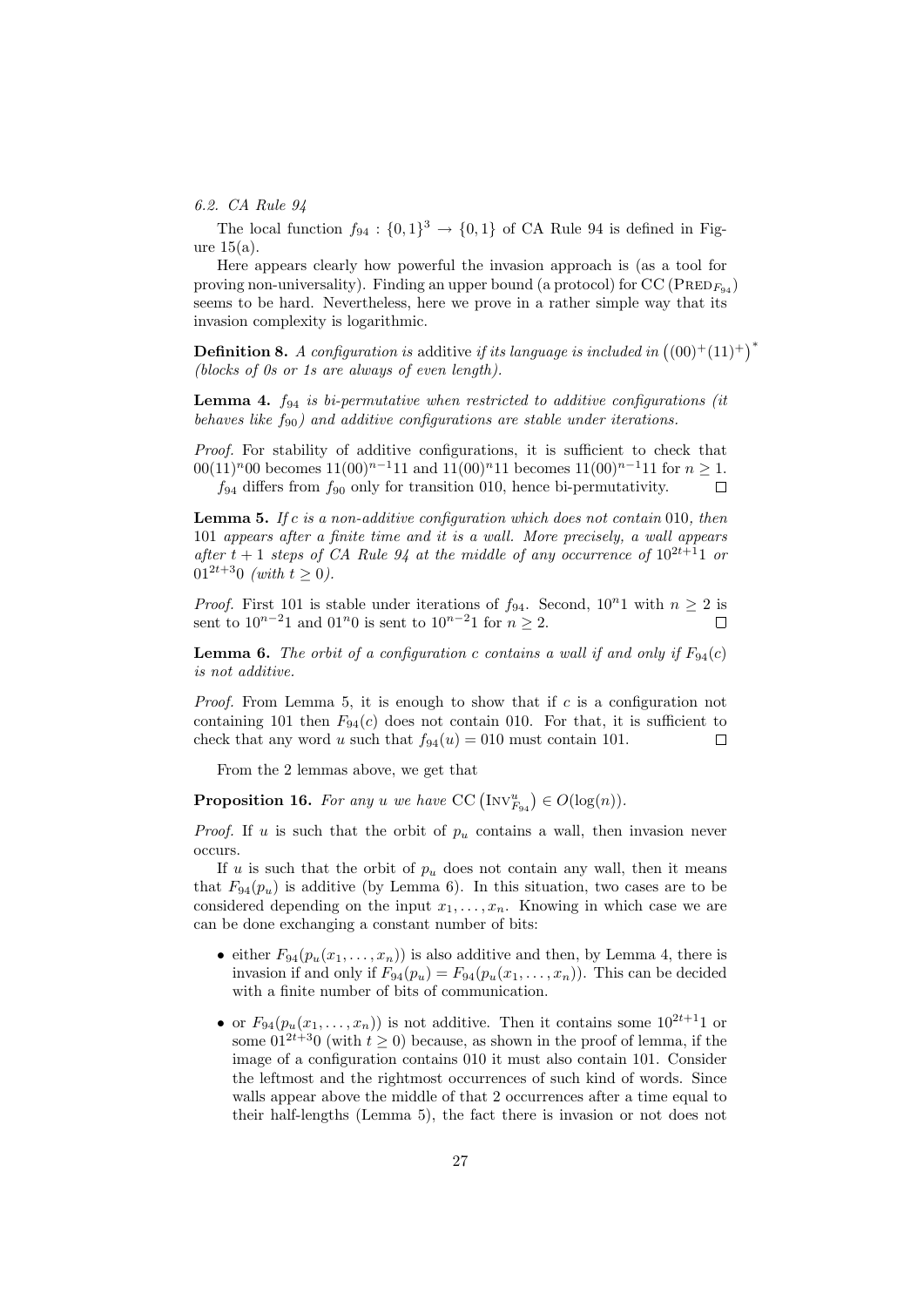### 6.2. CA Rule 94

The local function $f_{94} : \{0,1\}^3 \to \{0,1\}$ of CA Rule 94 is defined in Figure 15(a).

Here appears clearly how powerful the invasion approach is (as a tool for proving non-universality). Finding an upper bound (a protocol) for $\mathrm{CC}\left(\mathrm{PRED}_{F_{94}}\right)$ seems to be hard. Nevertheless, here we prove in a rather simple way that its invasion complexity is logarithmic.

**Definition 8.** *A configuration is* additive *if its language is included in* $\left((00)^+(11)^+\right)^*$ *(blocks of 0s or 1s are always of even length).*

**Lemma 4.** *$f_{94}$ is bi-permutative when restricted to additive configurations (it behaves like $f_{90}$) and additive configurations are stable under iterations.*

*Proof.* For stability of additive configurations, it is sufficient to check that $00(11)^n00$ becomes $11(00)^{n-1}11$ and $11(00)^n11$ becomes $11(00)^{n-1}11$ for $n \geq 1$. $f_{94}$ differs from $f_{90}$ only for transition 010, hence bi-permutativity. □

**Lemma 5.** *If $c$ is a non-additive configuration which does not contain 010, then 101 appears after a finite time and it is a wall. More precisely, a wall appears after $t+1$ steps of CA Rule 94 at the middle of any occurrence of $10^{2t+1}1$ or $01^{2t+3}0$ (with $t \geq 0$).*

*Proof.* First 101 is stable under iterations of $f_{94}$. Second, $10^n1$ with $n \geq 2$ is sent to $10^{n-2}1$ and $01^n0$ is sent to $10^{n-2}1$ for $n \geq 2$. □

**Lemma 6.** *The orbit of a configuration $c$ contains a wall if and only if $F_{94}(c)$ is not additive.*

*Proof.* From Lemma 5, it is enough to show that if $c$ is a configuration not containing 101 then $F_{94}(c)$ does not contain 010. For that, it is sufficient to check that any word $u$ such that $f_{94}(u) = 010$ must contain 101. □

From the 2 lemmas above, we get that

**Proposition 16.** *For any $u$ we have $\mathrm{CC}\left(\mathrm{INV}^u_{F_{94}}\right) \in O(\log(n))$.*

*Proof.* If $u$ is such that the orbit of $p_u$ contains a wall, then invasion never occurs.

If $u$ is such that the orbit of $p_u$ does not contain any wall, then it means that $F_{94}(p_u)$ is additive (by Lemma 6). In this situation, two cases are to be considered depending on the input $x_1, \ldots, x_n$. Knowing in which case we are can be done exchanging a constant number of bits:

- either $F_{94}(p_u(x_1, \ldots, x_n))$ is also additive and then, by Lemma 4, there is invasion if and only if $F_{94}(p_u) = F_{94}(p_u(x_1, \ldots, x_n))$. This can be decided with a finite number of bits of communication.
- or $F_{94}(p_u(x_1, \ldots, x_n))$ is not additive. Then it contains some $10^{2t+1}1$ or some $01^{2t+3}0$ (with $t \geq 0$) because, as shown in the proof of lemma, if the image of a configuration contains 010 it must also contain 101. Consider the leftmost and the rightmost occurrences of such kind of words. Since walls appear above the middle of that 2 occurrences after a time equal to their half-lengths (Lemma 5), the fact there is invasion or not does not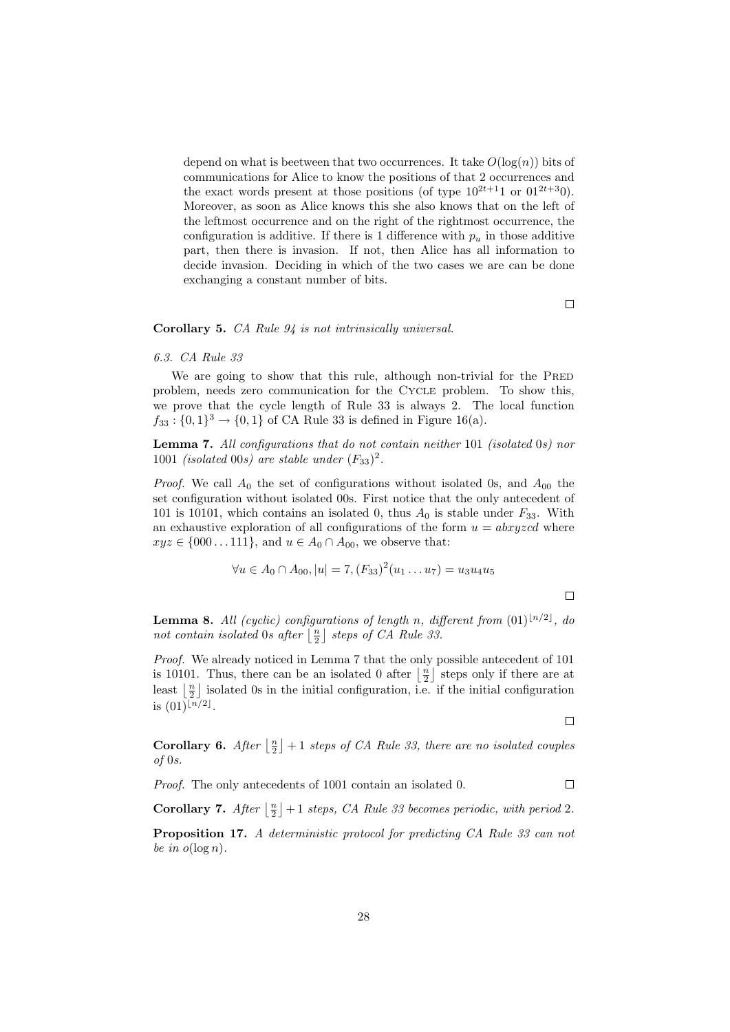depend on what is beetween that two occurrences. It take $O(\log(n))$ bits of communications for Alice to know the positions of that 2 occurrences and the exact words present at those positions (of type $10^{2t+1}1$ or $01^{2t+3}0$). Moreover, as soon as Alice knows this she also knows that on the left of the leftmost occurrence and on the right of the rightmost occurrence, the configuration is additive. If there is 1 difference with $p_u$ in those additive part, then there is invasion. If not, then Alice has all information to decide invasion. Deciding in which of the two cases we are can be done exchanging a constant number of bits.

□

**Corollary 5.** *CA Rule 94 is not intrinsically universal.*

### *6.3. CA Rule 33*

We are going to show that this rule, although non-trivial for the PRED problem, needs zero communication for the CYCLE problem. To show this, we prove that the cycle length of Rule 33 is always 2. The local function $f_{33} : \{0, 1\}^3 \to \{0, 1\}$ of CA Rule 33 is defined in Figure 16(a).

**Lemma 7.** *All configurations that do not contain neither* 101 *(isolated* 0*s) nor* 1001 *(isolated* 00*s) are stable under* $(F_{33})^2$.

*Proof.* We call $A_0$ the set of configurations without isolated 0s, and $A_{00}$ the set configuration without isolated 00s. First notice that the only antecedent of 101 is 10101, which contains an isolated 0, thus $A_0$ is stable under $F_{33}$. With an exhaustive exploration of all configurations of the form $u = abxyzcd$ where $xyz \in \{000 \ldots 111\}$, and $u \in A_0 \cap A_{00}$, we observe that:

$$\forall u \in A_0 \cap A_{00}, |u| = 7, (F_{33})^2(u_1 \ldots u_7) = u_3u_4u_5$$

□

**Lemma 8.** *All (cyclic) configurations of length* $n$*, different from* $(01)^{\lfloor n/2 \rfloor}$*, do not contain isolated* 0*s after* $\left\lfloor \frac{n}{2} \right\rfloor$ *steps of CA Rule 33.*

*Proof.* We already noticed in Lemma 7 that the only possible antecedent of 101 is 10101. Thus, there can be an isolated 0 after $\left\lfloor \frac{n}{2} \right\rfloor$ steps only if there are at least $\left\lfloor \frac{n}{2} \right\rfloor$ isolated 0s in the initial configuration, i.e. if the initial configuration is $(01)^{\lfloor n/2 \rfloor}$.

□

**Corollary 6.** *After* $\left\lfloor \frac{n}{2} \right\rfloor + 1$ *steps of CA Rule 33, there are no isolated couples of* 0*s.*

*Proof.* The only antecedents of 1001 contain an isolated 0. □

**Corollary 7.** *After* $\left\lfloor \frac{n}{2} \right\rfloor + 1$ *steps, CA Rule 33 becomes periodic, with period* 2.

**Proposition 17.** *A deterministic protocol for predicting CA Rule 33 can not be in* $o(\log n)$.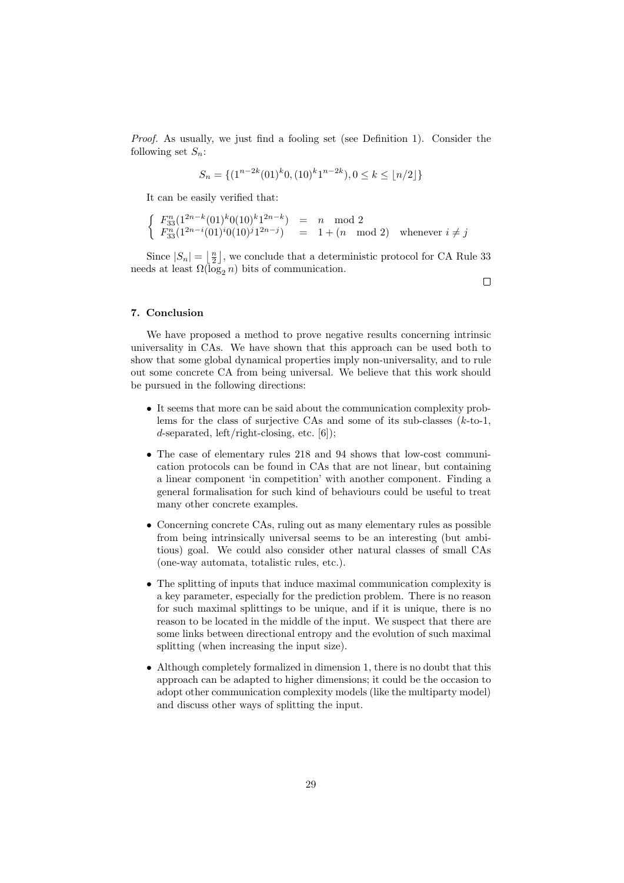*Proof.* As usually, we just find a fooling set (see Definition 1). Consider the following set $S_n$:

$$S_n = \{(1^{n-2k}(01)^k 0, (10)^k 1^{n-2k}), 0 \leq k \leq \lfloor n/2 \rfloor\}$$

It can be easily verified that:

$$\begin{cases} F_{33}^n(1^{2n-k}(01)^k 0(10)^k 1^{2n-k}) &= n \mod 2 \\ F_{33}^n(1^{2n-i}(01)^i 0(10)^j 1^{2n-j}) &= 1 + (n \mod 2) \quad \text{whenever } i \neq j \end{cases}$$

Since $|S_n| = \left\lfloor \frac{n}{2} \right\rfloor$, we conclude that a deterministic protocol for CA Rule 33 needs at least $\Omega(\log_2 n)$ bits of communication.

□

## 7. Conclusion

We have proposed a method to prove negative results concerning intrinsic universality in CAs. We have shown that this approach can be used both to show that some global dynamical properties imply non-universality, and to rule out some concrete CA from being universal. We believe that this work should be pursued in the following directions:

- It seems that more can be said about the communication complexity problems for the class of surjective CAs and some of its sub-classes ($k$-to-1, $d$-separated, left/right-closing, etc. [6]);
- The case of elementary rules 218 and 94 shows that low-cost communication protocols can be found in CAs that are not linear, but containing a linear component 'in competition' with another component. Finding a general formalisation for such kind of behaviours could be useful to treat many other concrete examples.
- Concerning concrete CAs, ruling out as many elementary rules as possible from being intrinsically universal seems to be an interesting (but ambitious) goal. We could also consider other natural classes of small CAs (one-way automata, totalistic rules, etc.).
- The splitting of inputs that induce maximal communication complexity is a key parameter, especially for the prediction problem. There is no reason for such maximal splittings to be unique, and if it is unique, there is no reason to be located in the middle of the input. We suspect that there are some links between directional entropy and the evolution of such maximal splitting (when increasing the input size).
- Although completely formalized in dimension 1, there is no doubt that this approach can be adapted to higher dimensions; it could be the occasion to adopt other communication complexity models (like the multiparty model) and discuss other ways of splitting the input.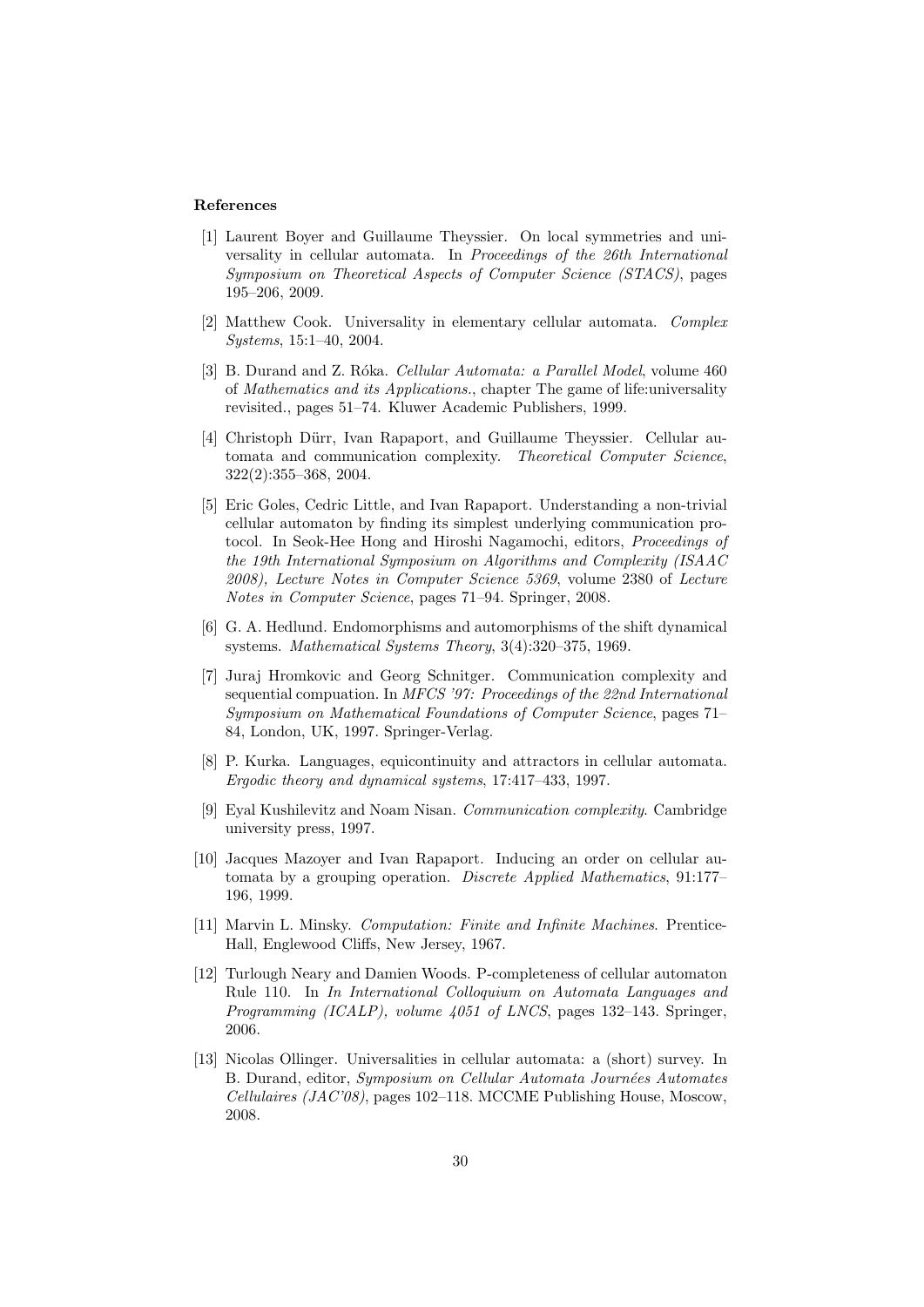**References**

[1] Laurent Boyer and Guillaume Theyssier. On local symmetries and universality in cellular automata. In *Proceedings of the 26th International Symposium on Theoretical Aspects of Computer Science (STACS)*, pages 195–206, 2009.

[2] Matthew Cook. Universality in elementary cellular automata. *Complex Systems*, 15:1–40, 2004.

[3] B. Durand and Z. Róka. *Cellular Automata: a Parallel Model*, volume 460 of *Mathematics and its Applications.*, chapter The game of life:universality revisited., pages 51–74. Kluwer Academic Publishers, 1999.

[4] Christoph Dürr, Ivan Rapaport, and Guillaume Theyssier. Cellular automata and communication complexity. *Theoretical Computer Science*, 322(2):355–368, 2004.

[5] Eric Goles, Cedric Little, and Ivan Rapaport. Understanding a non-trivial cellular automaton by finding its simplest underlying communication protocol. In Seok-Hee Hong and Hiroshi Nagamochi, editors, *Proceedings of the 19th International Symposium on Algorithms and Complexity (ISAAC 2008), Lecture Notes in Computer Science 5369*, volume 2380 of *Lecture Notes in Computer Science*, pages 71–94. Springer, 2008.

[6] G. A. Hedlund. Endomorphisms and automorphisms of the shift dynamical systems. *Mathematical Systems Theory*, 3(4):320–375, 1969.

[7] Juraj Hromkovic and Georg Schnitger. Communication complexity and sequential compuation. In *MFCS '97: Proceedings of the 22nd International Symposium on Mathematical Foundations of Computer Science*, pages 71–84, London, UK, 1997. Springer-Verlag.

[8] P. Kurka. Languages, equicontinuity and attractors in cellular automata. *Ergodic theory and dynamical systems*, 17:417–433, 1997.

[9] Eyal Kushilevitz and Noam Nisan. *Communication complexity*. Cambridge university press, 1997.

[10] Jacques Mazoyer and Ivan Rapaport. Inducing an order on cellular automata by a grouping operation. *Discrete Applied Mathematics*, 91:177–196, 1999.

[11] Marvin L. Minsky. *Computation: Finite and Infinite Machines*. Prentice-Hall, Englewood Cliffs, New Jersey, 1967.

[12] Turlough Neary and Damien Woods. P-completeness of cellular automaton Rule 110. In *In International Colloquium on Automata Languages and Programming (ICALP), volume 4051 of LNCS*, pages 132–143. Springer, 2006.

[13] Nicolas Ollinger. Universalities in cellular automata: a (short) survey. In B. Durand, editor, *Symposium on Cellular Automata Journées Automates Cellulaires (JAC'08)*, pages 102–118. MCCME Publishing House, Moscow, 2008.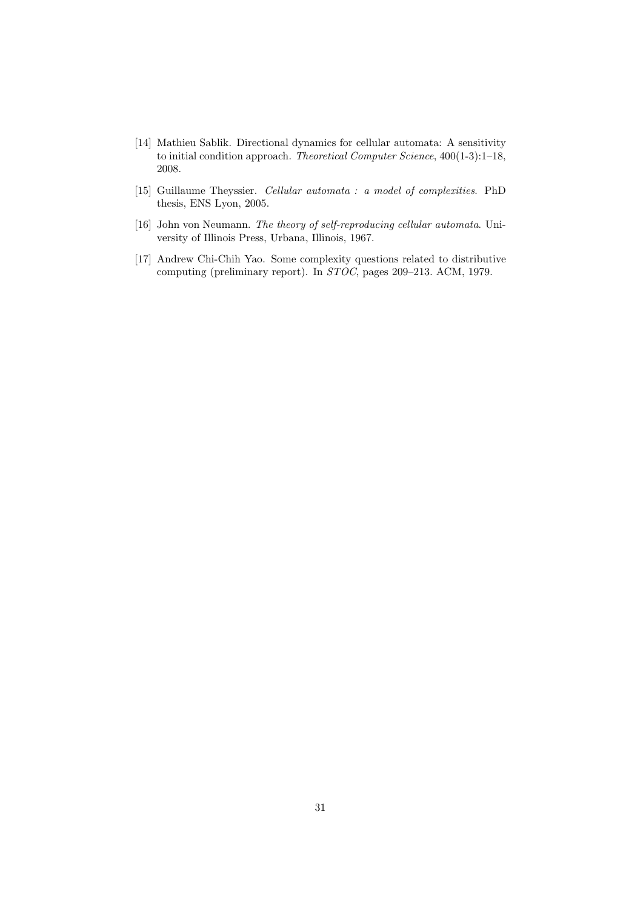[14] Mathieu Sablik. Directional dynamics for cellular automata: A sensitivity to initial condition approach. *Theoretical Computer Science*, 400(1-3):1–18, 2008.

[15] Guillaume Theyssier. *Cellular automata : a model of complexities*. PhD thesis, ENS Lyon, 2005.

[16] John von Neumann. *The theory of self-reproducing cellular automata*. University of Illinois Press, Urbana, Illinois, 1967.

[17] Andrew Chi-Chih Yao. Some complexity questions related to distributive computing (preliminary report). In *STOC*, pages 209–213. ACM, 1979.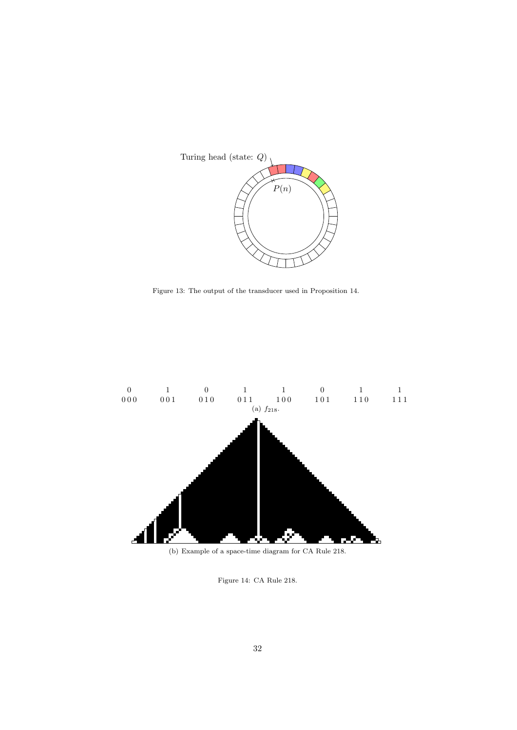Turing head (state: $Q$)

$P(n)$

Figure 13: The output of the transducer used in Proposition 14.

| 0 | 1 | 0 | 1 | 1 | 0 | 1 | 1 |
|---|---|---|---|---|---|---|---|
| 000 | 001 | 010 | 011 | 100 | 101 | 110 | 111 |

(a) $f_{218}$.

(b) Example of a space-time diagram for CA Rule 218.

Figure 14: CA Rule 218.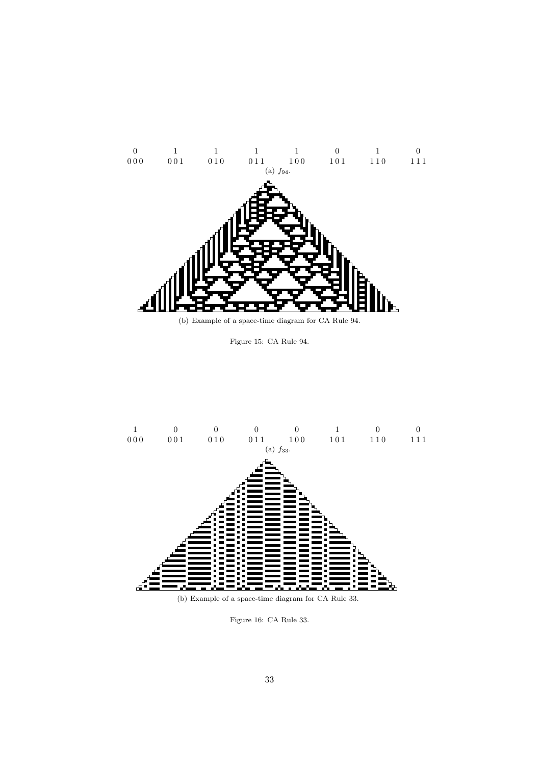0 1 1 1 1 0 1 0

000 001 010 011 100 101 110 111

(a) $f_{94}$.

(b) Example of a space-time diagram for CA Rule 94.

Figure 15: CA Rule 94.

1 0 0 0 0 1 0 0

000 001 010 011 100 101 110 111

(a) $f_{33}$.

(b) Example of a space-time diagram for CA Rule 33.

Figure 16: CA Rule 33.